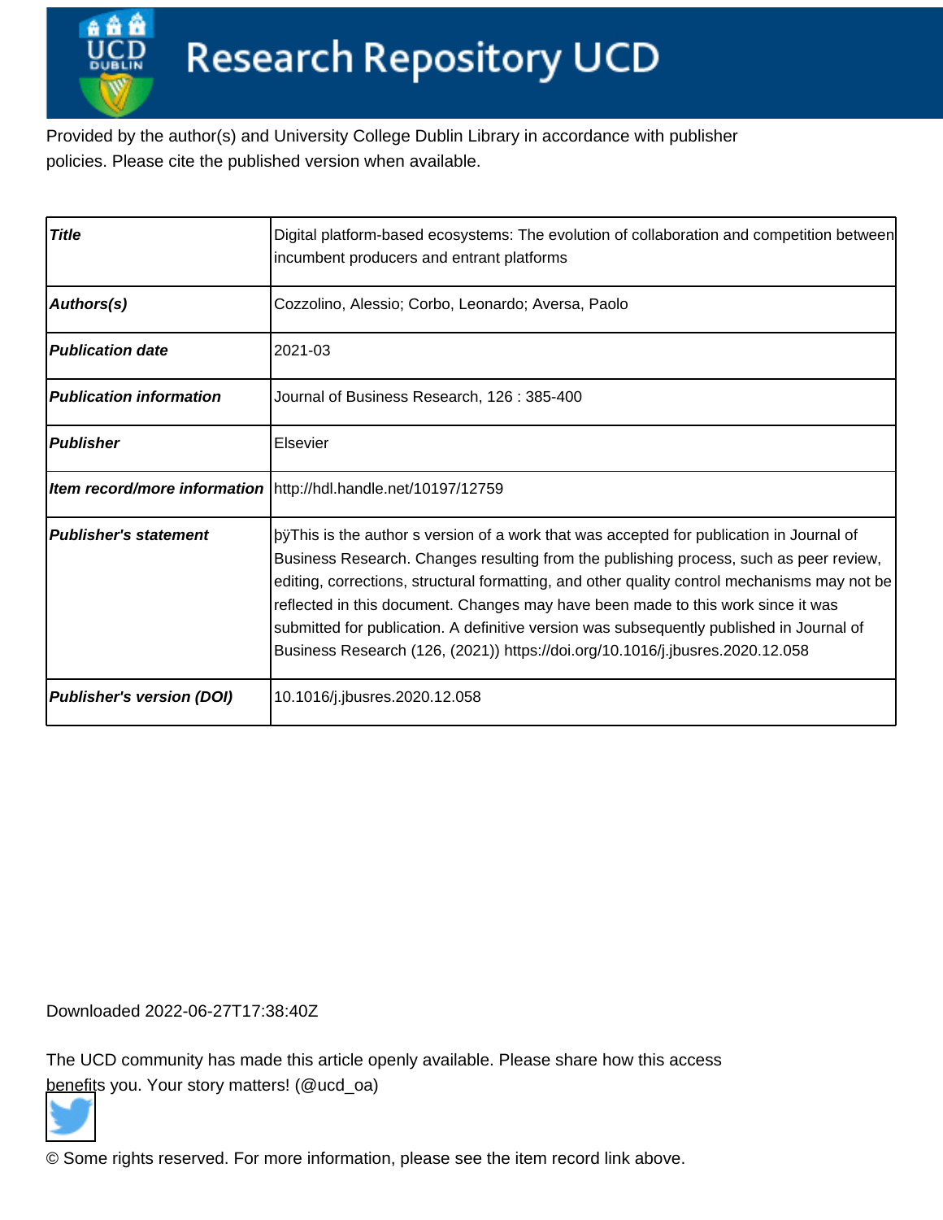# Research Repository UCD

Provided by the author(s) and University College Dublin Library in accordance with publisher policies. Please cite the published version when available.

| Title | Digital platform-based ecosystems: The evolution of collaboration and competition between incumbent producers and entrant platforms |
|---|---|
| Authors(s) | Cozzolino, Alessio; Corbo, Leonardo; Aversa, Paolo |
| Publication date | 2021-03 |
| Publication information | Journal of Business Research, 126 : 385-400 |
| Publisher | Elsevier |
| Item record/more information | http://hdl.handle.net/10197/12759 |
| Publisher's statement | þÿThis is the author s version of a work that was accepted for publication in Journal of Business Research. Changes resulting from the publishing process, such as peer review, editing, corrections, structural formatting, and other quality control mechanisms may not be reflected in this document. Changes may have been made to this work since it was submitted for publication. A definitive version was subsequently published in Journal of Business Research (126, (2021)) https://doi.org/10.1016/j.jbusres.2020.12.058 |
| Publisher's version (DOI) | 10.1016/j.jbusres.2020.12.058 |

Downloaded 2022-06-27T17:38:40Z

The UCD community has made this article openly available. Please share how this access benefits you. Your story matters! (@ucd_oa)

© Some rights reserved. For more information, please see the item record link above.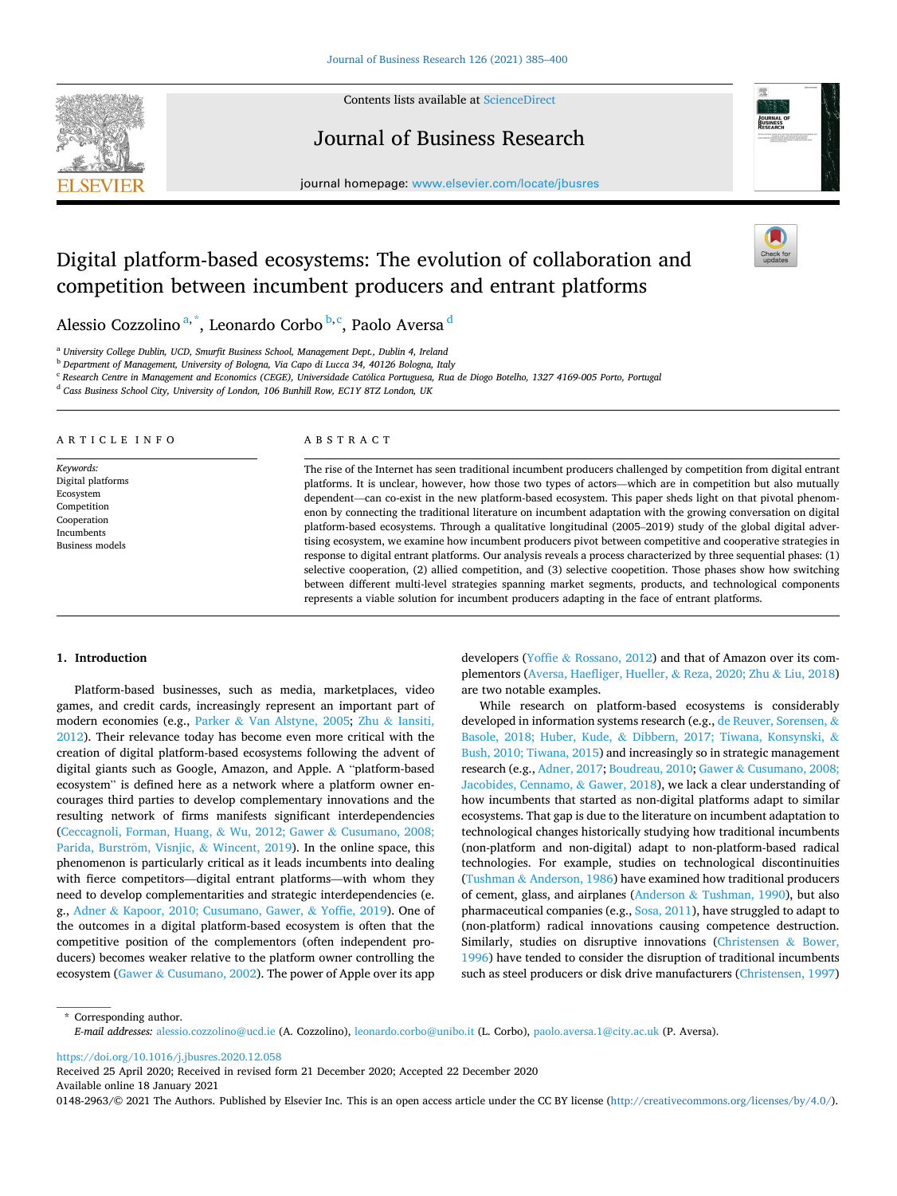# Digital platform-based ecosystems: The evolution of collaboration and competition between incumbent producers and entrant platforms

Alessio Cozzolino [a,*], Leonardo Corbo [b,c], Paolo Aversa [d]

[a] University College Dublin, UCD, Smurfit Business School, Management Dept., Dublin 4, Ireland
[b] Department of Management, University of Bologna, Via Capo di Lucca 34, 40126 Bologna, Italy
[c] Research Centre in Management and Economics (CEGE), Universidade Católica Portuguesa, Rua de Diogo Botelho, 1327 4169-005 Porto, Portugal
[d] Cass Business School City, University of London, 106 Bunhill Row, EC1Y 8TZ London, UK

## ARTICLE INFO

*Keywords:*
Digital platforms
Ecosystem
Competition
Cooperation
Incumbents
Business models

## ABSTRACT

The rise of the Internet has seen traditional incumbent producers challenged by competition from digital entrant platforms. It is unclear, however, how those two types of actors—which are in competition but also mutually dependent—can co-exist in the new platform-based ecosystem. This paper sheds light on that pivotal phenomenon by connecting the traditional literature on incumbent adaptation with the growing conversation on digital platform-based ecosystems. Through a qualitative longitudinal (2005–2019) study of the global digital advertising ecosystem, we examine how incumbent producers pivot between competitive and cooperative strategies in response to digital entrant platforms. Our analysis reveals a process characterized by three sequential phases: (1) selective cooperation, (2) allied competition, and (3) selective coopetition. Those phases show how switching between different multi-level strategies spanning market segments, products, and technological components represents a viable solution for incumbent producers adapting in the face of entrant platforms.

## 1. Introduction

Platform-based businesses, such as media, marketplaces, video games, and credit cards, increasingly represent an important part of modern economies (e.g., Parker & Van Alstyne, 2005; Zhu & Iansiti, 2012). Their relevance today has become even more critical with the creation of digital platform-based ecosystems following the advent of digital giants such as Google, Amazon, and Apple. A "platform-based ecosystem" is defined here as a network where a platform owner encourages third parties to develop complementary innovations and the resulting network of firms manifests significant interdependencies (Ceccagnoli, Forman, Huang, & Wu, 2012; Gawer & Cusumano, 2008; Parida, Burström, Visnjic, & Wincent, 2019). In the online space, this phenomenon is particularly critical as it leads incumbents into dealing with fierce competitors—digital entrant platforms—with whom they need to develop complementarities and strategic interdependencies (e.g., Adner & Kapoor, 2010; Cusumano, Gawer, & Yoffie, 2019). One of the outcomes in a digital platform-based ecosystem is often that the competitive position of the complementors (often independent producers) becomes weaker relative to the platform owner controlling the ecosystem (Gawer & Cusumano, 2002). The power of Apple over its app developers (Yoffie & Rossano, 2012) and that of Amazon over its complementors (Aversa, Haefliger, Hueller, & Reza, 2020; Zhu & Liu, 2018) are two notable examples.

While research on platform-based ecosystems is considerably developed in information systems research (e.g., de Reuver, Sorensen, & Basole, 2018; Huber, Kude, & Dibbern, 2017; Tiwana, Konsynski, & Bush, 2010; Tiwana, 2015) and increasingly so in strategic management research (e.g., Adner, 2017; Boudreau, 2010; Gawer & Cusumano, 2008; Jacobides, Cennamo, & Gawer, 2018), we lack a clear understanding of how incumbents that started as non-digital platforms adapt to similar ecosystems. That gap is due to the literature on incumbent adaptation to technological changes historically studying how traditional incumbents (non-platform and non-digital) adapt to non-platform-based radical technologies. For example, studies on technological discontinuities (Tushman & Anderson, 1986) have examined how traditional producers of cement, glass, and airplanes (Anderson & Tushman, 1990), but also pharmaceutical companies (e.g., Sosa, 2011), have struggled to adapt to (non-platform) radical innovations causing competence destruction. Similarly, studies on disruptive innovations (Christensen & Bower, 1996) have tended to consider the disruption of traditional incumbents such as steel producers or disk drive manufacturers (Christensen, 1997)

---

\* Corresponding author.
*E-mail addresses:* alessio.cozzolino@ucd.ie (A. Cozzolino), leonardo.corbo@unibo.it (L. Corbo), paolo.aversa.1@city.ac.uk (P. Aversa).

https://doi.org/10.1016/j.jbusres.2020.12.058
Received 25 April 2020; Received in revised form 21 December 2020; Accepted 22 December 2020
Available online 18 January 2021
0148-2963/© 2021 The Authors. Published by Elsevier Inc. This is an open access article under the CC BY license (http://creativecommons.org/licenses/by/4.0/).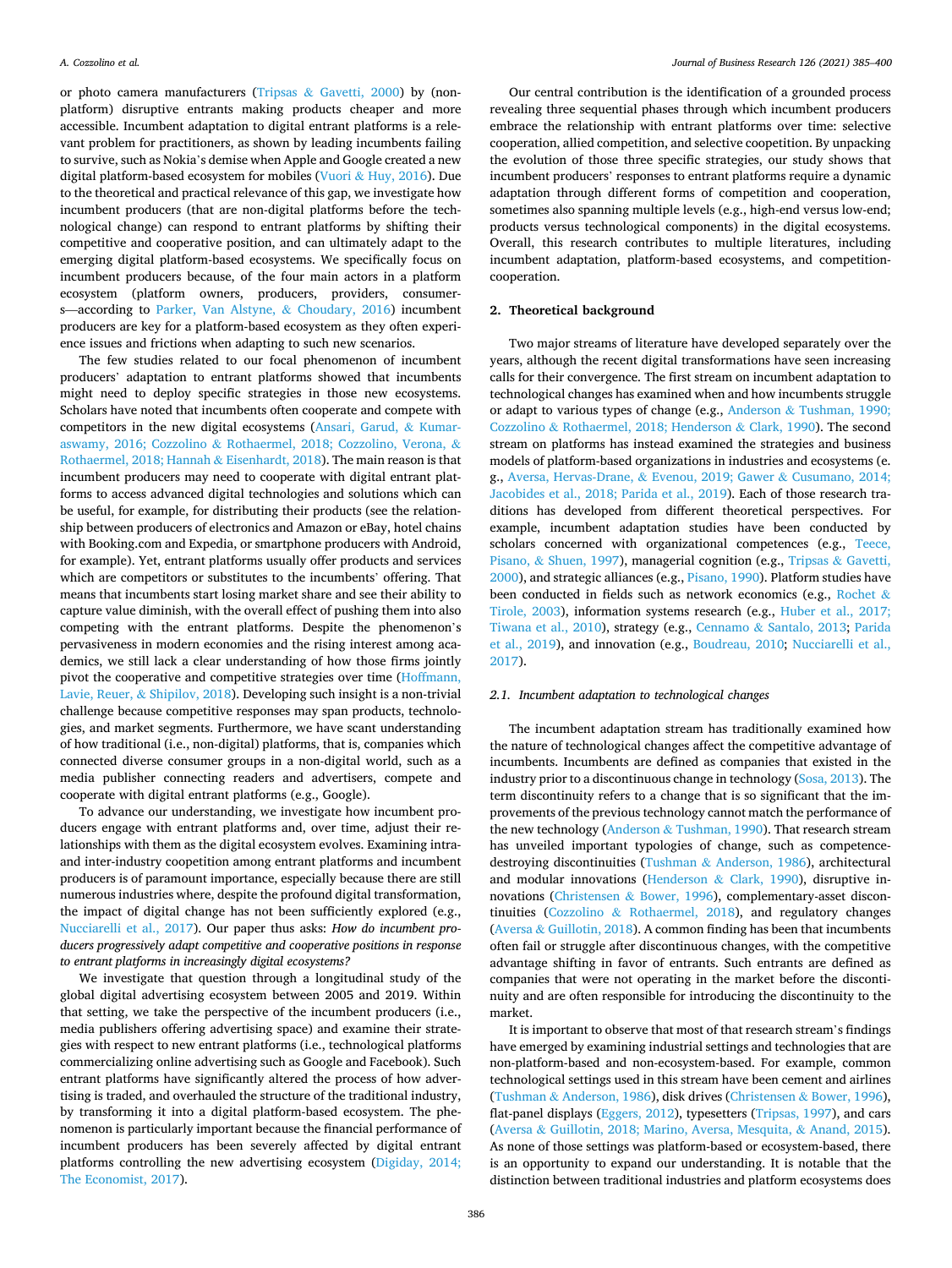or photo camera manufacturers (Tripsas & Gavetti, 2000) by (non-platform) disruptive entrants making products cheaper and more accessible. Incumbent adaptation to digital entrant platforms is a relevant problem for practitioners, as shown by leading incumbents failing to survive, such as Nokia's demise when Apple and Google created a new digital platform-based ecosystem for mobiles (Vuori & Huy, 2016). Due to the theoretical and practical relevance of this gap, we investigate how incumbent producers (that are non-digital platforms before the technological change) can respond to entrant platforms by shifting their competitive and cooperative position, and can ultimately adapt to the emerging digital platform-based ecosystems. We specifically focus on incumbent producers because, of the four main actors in a platform ecosystem (platform owners, producers, providers, consumers—according to Parker, Van Alstyne, & Choudary, 2016) incumbent producers are key for a platform-based ecosystem as they often experience issues and frictions when adapting to such new scenarios.

The few studies related to our focal phenomenon of incumbent producers' adaptation to entrant platforms showed that incumbents might need to deploy specific strategies in those new ecosystems. Scholars have noted that incumbents often cooperate and compete with competitors in the new digital ecosystems (Ansari, Garud, & Kumaraswamy, 2016; Cozzolino & Rothaermel, 2018; Cozzolino, Verona, & Rothaermel, 2018; Hannah & Eisenhardt, 2018). The main reason is that incumbent producers may need to cooperate with digital entrant platforms to access advanced digital technologies and solutions which can be useful, for example, for distributing their products (see the relationship between producers of electronics and Amazon or eBay, hotel chains with Booking.com and Expedia, or smartphone producers with Android, for example). Yet, entrant platforms usually offer products and services which are competitors or substitutes to the incumbents' offering. That means that incumbents start losing market share and see their ability to capture value diminish, with the overall effect of pushing them into also competing with the entrant platforms. Despite the phenomenon's pervasiveness in modern economies and the rising interest among academics, we still lack a clear understanding of how those firms jointly pivot the cooperative and competitive strategies over time (Hoffmann, Lavie, Reuer, & Shipilov, 2018). Developing such insight is a non-trivial challenge because competitive responses may span products, technologies, and market segments. Furthermore, we have scant understanding of how traditional (i.e., non-digital) platforms, that is, companies which connected diverse consumer groups in a non-digital world, such as a media publisher connecting readers and advertisers, compete and cooperate with digital entrant platforms (e.g., Google).

To advance our understanding, we investigate how incumbent producers engage with entrant platforms and, over time, adjust their relationships with them as the digital ecosystem evolves. Examining intra- and inter-industry coopetition among entrant platforms and incumbent producers is of paramount importance, especially because there are still numerous industries where, despite the profound digital transformation, the impact of digital change has not been sufficiently explored (e.g., Nucciarelli et al., 2017). Our paper thus asks: *How do incumbent producers progressively adapt competitive and cooperative positions in response to entrant platforms in increasingly digital ecosystems?*

We investigate that question through a longitudinal study of the global digital advertising ecosystem between 2005 and 2019. Within that setting, we take the perspective of the incumbent producers (i.e., media publishers offering advertising space) and examine their strategies with respect to new entrant platforms (i.e., technological platforms commercializing online advertising such as Google and Facebook). Such entrant platforms have significantly altered the process of how advertising is traded, and overhauled the structure of the traditional industry, by transforming it into a digital platform-based ecosystem. The phenomenon is particularly important because the financial performance of incumbent producers has been severely affected by digital entrant platforms controlling the new advertising ecosystem (Digiday, 2014; The Economist, 2017).

Our central contribution is the identification of a grounded process revealing three sequential phases through which incumbent producers embrace the relationship with entrant platforms over time: selective cooperation, allied competition, and selective coopetition. By unpacking the evolution of those three specific strategies, our study shows that incumbent producers' responses to entrant platforms require a dynamic adaptation through different forms of competition and cooperation, sometimes also spanning multiple levels (e.g., high-end versus low-end; products versus technological components) in the digital ecosystems. Overall, this research contributes to multiple literatures, including incumbent adaptation, platform-based ecosystems, and competition-cooperation.

## 2. Theoretical background

Two major streams of literature have developed separately over the years, although the recent digital transformations have seen increasing calls for their convergence. The first stream on incumbent adaptation to technological changes has examined when and how incumbents struggle or adapt to various types of change (e.g., Anderson & Tushman, 1990; Cozzolino & Rothaermel, 2018; Henderson & Clark, 1990). The second stream on platforms has instead examined the strategies and business models of platform-based organizations in industries and ecosystems (e.g., Aversa, Hervas-Drane, & Evenou, 2019; Gawer & Cusumano, 2014; Jacobides et al., 2018; Parida et al., 2019). Each of those research traditions has developed from different theoretical perspectives. For example, incumbent adaptation studies have been conducted by scholars concerned with organizational competences (e.g., Teece, Pisano, & Shuen, 1997), managerial cognition (e.g., Tripsas & Gavetti, 2000), and strategic alliances (e.g., Pisano, 1990). Platform studies have been conducted in fields such as network economics (e.g., Rochet & Tirole, 2003), information systems research (e.g., Huber et al., 2017; Tiwana et al., 2010), strategy (e.g., Cennamo & Santalo, 2013; Parida et al., 2019), and innovation (e.g., Boudreau, 2010; Nucciarelli et al., 2017).

### 2.1. Incumbent adaptation to technological changes

The incumbent adaptation stream has traditionally examined how the nature of technological changes affect the competitive advantage of incumbents. Incumbents are defined as companies that existed in the industry prior to a discontinuous change in technology (Sosa, 2013). The term discontinuity refers to a change that is so significant that the improvements of the previous technology cannot match the performance of the new technology (Anderson & Tushman, 1990). That research stream has unveiled important typologies of change, such as competence-destroying discontinuities (Tushman & Anderson, 1986), architectural and modular innovations (Henderson & Clark, 1990), disruptive innovations (Christensen & Bower, 1996), complementary-asset discontinuities (Cozzolino & Rothaermel, 2018), and regulatory changes (Aversa & Guillotin, 2018). A common finding has been that incumbents often fail or struggle after discontinuous changes, with the competitive advantage shifting in favor of entrants. Such entrants are defined as companies that were not operating in the market before the discontinuity and are often responsible for introducing the discontinuity to the market.

It is important to observe that most of that research stream's findings have emerged by examining industrial settings and technologies that are non-platform-based and non-ecosystem-based. For example, common technological settings used in this stream have been cement and airlines (Tushman & Anderson, 1986), disk drives (Christensen & Bower, 1996), flat-panel displays (Eggers, 2012), typesetters (Tripsas, 1997), and cars (Aversa & Guillotin, 2018; Marino, Aversa, Mesquita, & Anand, 2015). As none of those settings was platform-based or ecosystem-based, there is an opportunity to expand our understanding. It is notable that the distinction between traditional industries and platform ecosystems does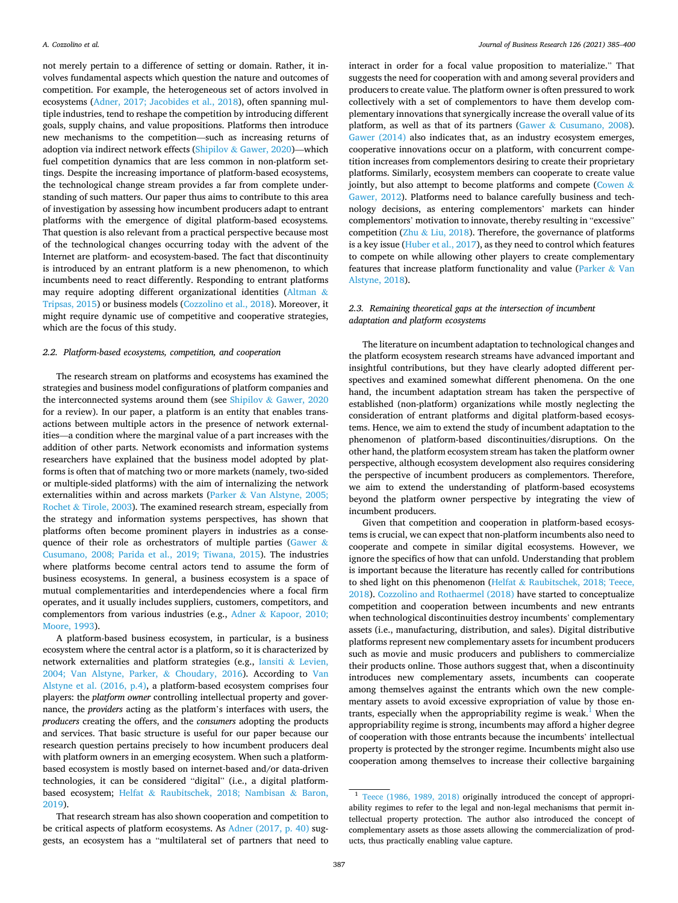not merely pertain to a difference of setting or domain. Rather, it involves fundamental aspects which question the nature and outcomes of competition. For example, the heterogeneous set of actors involved in ecosystems (Adner, 2017; Jacobides et al., 2018), often spanning multiple industries, tend to reshape the competition by introducing different goals, supply chains, and value propositions. Platforms then introduce new mechanisms to the competition—such as increasing returns of adoption via indirect network effects (Shipilov & Gawer, 2020)—which fuel competition dynamics that are less common in non-platform settings. Despite the increasing importance of platform-based ecosystems, the technological change stream provides a far from complete understanding of such matters. Our paper thus aims to contribute to this area of investigation by assessing how incumbent producers adapt to entrant platforms with the emergence of digital platform-based ecosystems. That question is also relevant from a practical perspective because most of the technological changes occurring today with the advent of the Internet are platform- and ecosystem-based. The fact that discontinuity is introduced by an entrant platform is a new phenomenon, to which incumbents need to react differently. Responding to entrant platforms may require adopting different organizational identities (Altman & Tripsas, 2015) or business models (Cozzolino et al., 2018). Moreover, it might require dynamic use of competitive and cooperative strategies, which are the focus of this study.

### 2.2. Platform-based ecosystems, competition, and cooperation

The research stream on platforms and ecosystems has examined the strategies and business model configurations of platform companies and the interconnected systems around them (see Shipilov & Gawer, 2020 for a review). In our paper, a platform is an entity that enables transactions between multiple actors in the presence of network externalities—a condition where the marginal value of a part increases with the addition of other parts. Network economists and information systems researchers have explained that the business model adopted by platforms is often that of matching two or more markets (namely, two-sided or multiple-sided platforms) with the aim of internalizing the network externalities within and across markets (Parker & Van Alstyne, 2005; Rochet & Tirole, 2003). The examined research stream, especially from the strategy and information systems perspectives, has shown that platforms often become prominent players in industries as a consequence of their role as orchestrators of multiple parties (Gawer & Cusumano, 2008; Parida et al., 2019; Tiwana, 2015). The industries where platforms become central actors tend to assume the form of business ecosystems. In general, a business ecosystem is a space of mutual complementarities and interdependencies where a focal firm operates, and it usually includes suppliers, customers, competitors, and complementors from various industries (e.g., Adner & Kapoor, 2010; Moore, 1993).

A platform-based business ecosystem, in particular, is a business ecosystem where the central actor is a platform, so it is characterized by network externalities and platform strategies (e.g., Iansiti & Levien, 2004; Van Alstyne, Parker, & Choudary, 2016). According to Van Alstyne et al. (2016, p.4), a platform-based ecosystem comprises four players: the *platform owner* controlling intellectual property and governance, the *providers* acting as the platform's interfaces with users, the *producers* creating the offers, and the *consumers* adopting the products and services. That basic structure is useful for our paper because our research question pertains precisely to how incumbent producers deal with platform owners in an emerging ecosystem. When such a platform-based ecosystem is mostly based on internet-based and/or data-driven technologies, it can be considered "digital" (i.e., a digital platform-based ecosystem; Helfat & Raubitschek, 2018; Nambisan & Baron, 2019).

That research stream has also shown cooperation and competition to be critical aspects of platform ecosystems. As Adner (2017, p. 40) suggests, an ecosystem has a "multilateral set of partners that need to interact in order for a focal value proposition to materialize." That suggests the need for cooperation with and among several providers and producers to create value. The platform owner is often pressured to work collectively with a set of complementors to have them develop complementary innovations that synergically increase the overall value of its platform, as well as that of its partners (Gawer & Cusumano, 2008). Gawer (2014) also indicates that, as an industry ecosystem emerges, cooperative innovations occur on a platform, with concurrent competition increases from complementors desiring to create their proprietary platforms. Similarly, ecosystem members can cooperate to create value jointly, but also attempt to become platforms and compete (Cowen & Gawer, 2012). Platforms need to balance carefully business and technology decisions, as entering complementors' markets can hinder complementors' motivation to innovate, thereby resulting in "excessive" competition (Zhu & Liu, 2018). Therefore, the governance of platforms is a key issue (Huber et al., 2017), as they need to control which features to compete on while allowing other players to create complementary features that increase platform functionality and value (Parker & Van Alstyne, 2018).

### 2.3. Remaining theoretical gaps at the intersection of incumbent adaptation and platform ecosystems

The literature on incumbent adaptation to technological changes and the platform ecosystem research streams have advanced important and insightful contributions, but they have clearly adopted different perspectives and examined somewhat different phenomena. On the one hand, the incumbent adaptation stream has taken the perspective of established (non-platform) organizations while mostly neglecting the consideration of entrant platforms and digital platform-based ecosystems. Hence, we aim to extend the study of incumbent adaptation to the phenomenon of platform-based discontinuities/disruptions. On the other hand, the platform ecosystem stream has taken the platform owner perspective, although ecosystem development also requires considering the perspective of incumbent producers as complementors. Therefore, we aim to extend the understanding of platform-based ecosystems beyond the platform owner perspective by integrating the view of incumbent producers.

Given that competition and cooperation in platform-based ecosystems is crucial, we can expect that non-platform incumbents also need to cooperate and compete in similar digital ecosystems. However, we ignore the specifics of how that can unfold. Understanding that problem is important because the literature has recently called for contributions to shed light on this phenomenon (Helfat & Raubitschek, 2018; Teece, 2018). Cozzolino and Rothaermel (2018) have started to conceptualize competition and cooperation between incumbents and new entrants when technological discontinuities destroy incumbents' complementary assets (i.e., manufacturing, distribution, and sales). Digital distributive platforms represent new complementary assets for incumbent producers such as movie and music producers and publishers to commercialize their products online. Those authors suggest that, when a discontinuity introduces new complementary assets, incumbents can cooperate among themselves against the entrants which own the new complementary assets to avoid excessive expropriation of value by those entrants, especially when the appropriability regime is weak.[1] When the appropriability regime is strong, incumbents may afford a higher degree of cooperation with those entrants because the incumbents' intellectual property is protected by the stronger regime. Incumbents might also use cooperation among themselves to increase their collective bargaining

[1] Teece (1986, 1989, 2018) originally introduced the concept of appropriability regimes to refer to the legal and non-legal mechanisms that permit intellectual property protection. The author also introduced the concept of complementary assets as those assets allowing the commercialization of products, thus practically enabling value capture.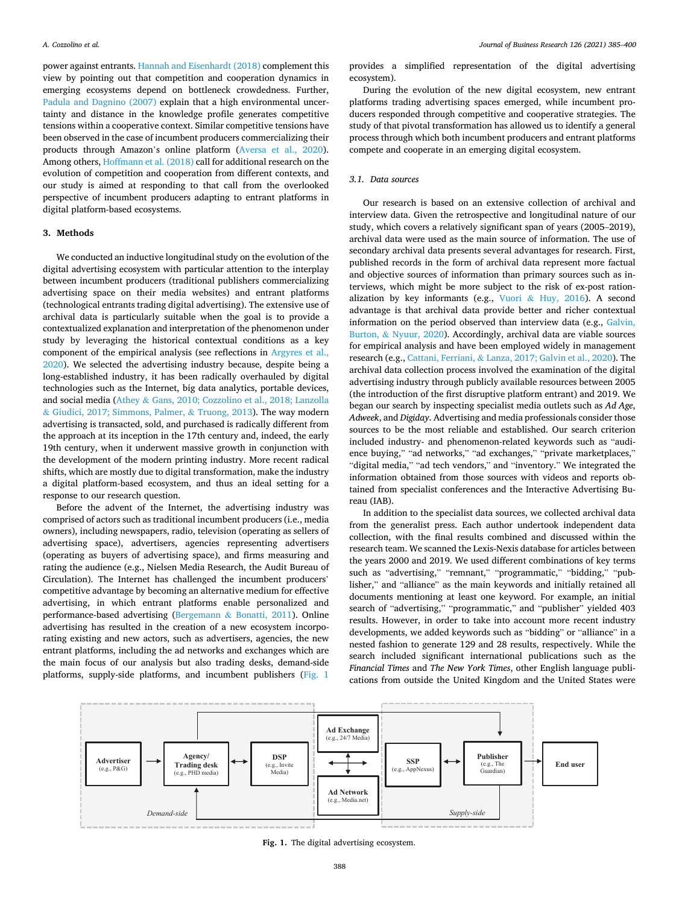power against entrants. Hannah and Eisenhardt (2018) complement this view by pointing out that competition and cooperation dynamics in emerging ecosystems depend on bottleneck crowdedness. Further, Padula and Dagnino (2007) explain that a high environmental uncertainty and distance in the knowledge profile generates competitive tensions within a cooperative context. Similar competitive tensions have been observed in the case of incumbent producers commercializing their products through Amazon's online platform (Aversa et al., 2020). Among others, Hoffmann et al. (2018) call for additional research on the evolution of competition and cooperation from different contexts, and our study is aimed at responding to that call from the overlooked perspective of incumbent producers adapting to entrant platforms in digital platform-based ecosystems.

## 3. Methods

We conducted an inductive longitudinal study on the evolution of the digital advertising ecosystem with particular attention to the interplay between incumbent producers (traditional publishers commercializing advertising space on their media websites) and entrant platforms (technological entrants trading digital advertising). The extensive use of archival data is particularly suitable when the goal is to provide a contextualized explanation and interpretation of the phenomenon under study by leveraging the historical contextual conditions as a key component of the empirical analysis (see reflections in Argyres et al., 2020). We selected the advertising industry because, despite being a long-established industry, it has been radically overhauled by digital technologies such as the Internet, big data analytics, portable devices, and social media (Athey & Gans, 2010; Cozzolino et al., 2018; Lanzolla & Giudici, 2017; Simmons, Palmer, & Truong, 2013). The way modern advertising is transacted, sold, and purchased is radically different from the approach at its inception in the 17th century and, indeed, the early 19th century, when it underwent massive growth in conjunction with the development of the modern printing industry. More recent radical shifts, which are mostly due to digital transformation, make the industry a digital platform-based ecosystem, and thus an ideal setting for a response to our research question.

Before the advent of the Internet, the advertising industry was comprised of actors such as traditional incumbent producers (i.e., media owners), including newspapers, radio, television (operating as sellers of advertising space), advertisers, agencies representing advertisers (operating as buyers of advertising space), and firms measuring and rating the audience (e.g., Nielsen Media Research, the Audit Bureau of Circulation). The Internet has challenged the incumbent producers' competitive advantage by becoming an alternative medium for effective advertising, in which entrant platforms enable personalized and performance-based advertising (Bergemann & Bonatti, 2011). Online advertising has resulted in the creation of a new ecosystem incorporating existing and new actors, such as advertisers, agencies, the new entrant platforms, including the ad networks and exchanges which are the main focus of our analysis but also trading desks, demand-side platforms, supply-side platforms, and incumbent publishers (Fig. 1 provides a simplified representation of the digital advertising ecosystem).

During the evolution of the new digital ecosystem, new entrant platforms trading advertising spaces emerged, while incumbent producers responded through competitive and cooperative strategies. The study of that pivotal transformation has allowed us to identify a general process through which both incumbent producers and entrant platforms compete and cooperate in an emerging digital ecosystem.

### 3.1. Data sources

Our research is based on an extensive collection of archival and interview data. Given the retrospective and longitudinal nature of our study, which covers a relatively significant span of years (2005–2019), archival data were used as the main source of information. The use of secondary archival data presents several advantages for research. First, published records in the form of archival data represent more factual and objective sources of information than primary sources such as interviews, which might be more subject to the risk of ex-post rationalization by key informants (e.g., Vuori & Huy, 2016). A second advantage is that archival data provide better and richer contextual information on the period observed than interview data (e.g., Galvin, Burton, & Nyuur, 2020). Accordingly, archival data are viable sources for empirical analysis and have been employed widely in management research (e.g., Cattani, Ferriani, & Lanza, 2017; Galvin et al., 2020). The archival data collection process involved the examination of the digital advertising industry through publicly available resources between 2005 (the introduction of the first disruptive platform entrant) and 2019. We began our search by inspecting specialist media outlets such as *Ad Age*, *Adweek*, and *Digiday*. Advertising and media professionals consider those sources to be the most reliable and established. Our search criterion included industry- and phenomenon-related keywords such as "audience buying," "ad networks," "ad exchanges," "private marketplaces," "digital media," "ad tech vendors," and "inventory." We integrated the information obtained from those sources with videos and reports obtained from specialist conferences and the Interactive Advertising Bureau (IAB).

In addition to the specialist data sources, we collected archival data from the generalist press. Each author undertook independent data collection, with the final results combined and discussed within the research team. We scanned the Lexis-Nexis database for articles between the years 2000 and 2019. We used different combinations of key terms such as "advertising," "remnant," "programmatic," "bidding," "publisher," and "alliance" as the main keywords and initially retained all documents mentioning at least one keyword. For example, an initial search of "advertising," "programmatic," and "publisher" yielded 403 results. However, in order to take into account more recent industry developments, we added keywords such as "bidding" or "alliance" in a nested fashion to generate 129 and 28 results, respectively. While the search included significant international publications such as the *Financial Times* and *The New York Times*, other English language publications from outside the United Kingdom and the United States were

Fig. 1. The digital advertising ecosystem.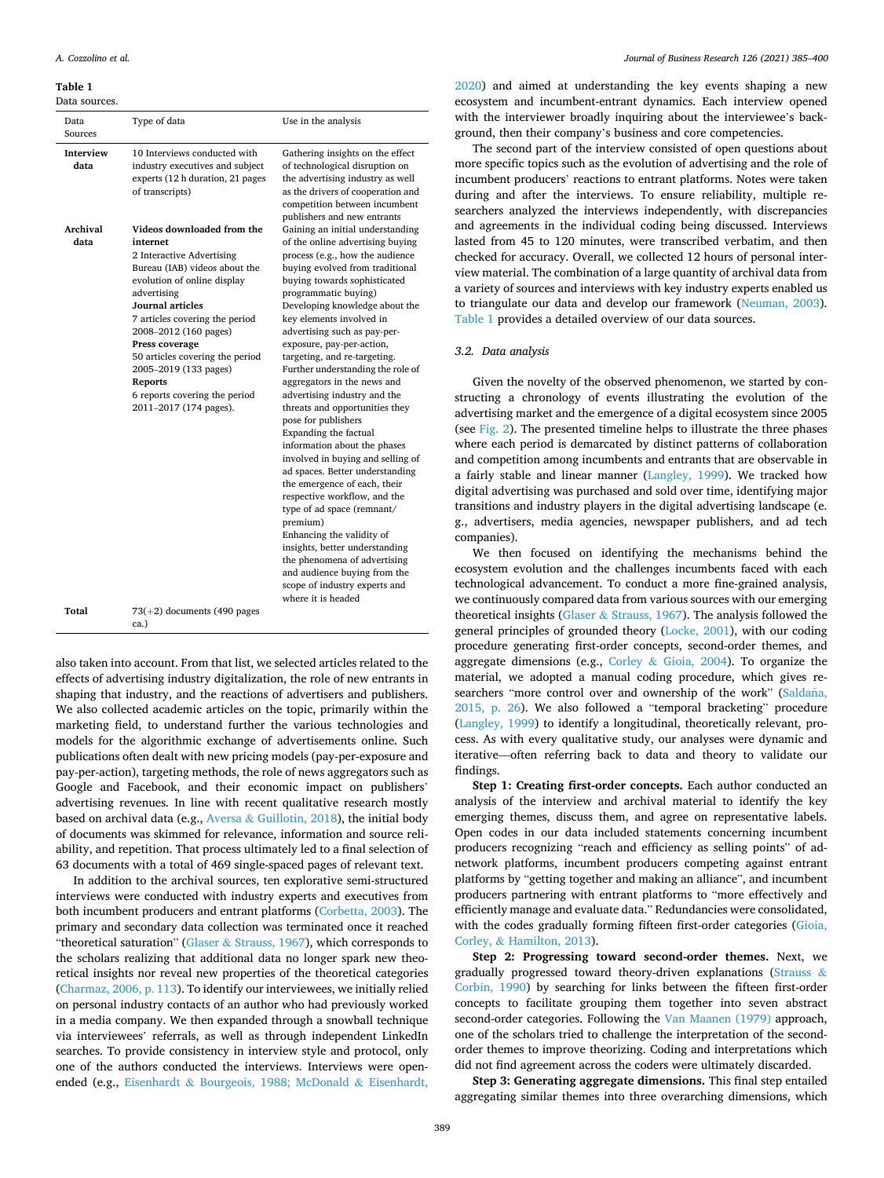**Table 1**
Data sources.

| Data Sources | Type of data | Use in the analysis |
|---|---|---|
| **Interview data** | 10 Interviews conducted with industry executives and subject experts (12 h duration, 21 pages of transcripts) | Gathering insights on the effect of technological disruption on the advertising industry as well as the drivers of cooperation and competition between incumbent publishers and new entrants |
| **Archival data** | **Videos downloaded from the internet** 2 Interactive Advertising Bureau (IAB) videos about the evolution of online display advertising **Journal articles** 7 articles covering the period 2008–2012 (160 pages) **Press coverage** 50 articles covering the period 2005–2019 (133 pages) **Reports** 6 reports covering the period 2011–2017 (174 pages). | Gaining an initial understanding of the online advertising buying process (e.g., how the audience buying evolved from traditional buying towards sophisticated programmatic buying) Developing knowledge about the key elements involved in advertising such as pay-per-exposure, pay-per-action, targeting, and re-targeting. Further understanding the role of aggregators in the news and advertising industry and the threats and opportunities they pose for publishers Expanding the factual information about the phases involved in buying and selling of ad spaces. Better understanding the emergence of each, their respective workflow, and the type of ad space (remnant/premium) Enhancing the validity of insights, better understanding the phenomena of advertising and audience buying from the scope of industry experts and where it is headed |
| **Total** | 73(+2) documents (490 pages ca.) | |

also taken into account. From that list, we selected articles related to the effects of advertising industry digitalization, the role of new entrants in shaping that industry, and the reactions of advertisers and publishers. We also collected academic articles on the topic, primarily within the marketing field, to understand further the various technologies and models for the algorithmic exchange of advertisements online. Such publications often dealt with new pricing models (pay-per-exposure and pay-per-action), targeting methods, the role of news aggregators such as Google and Facebook, and their economic impact on publishers' advertising revenues. In line with recent qualitative research mostly based on archival data (e.g., Aversa & Guillotin, 2018), the initial body of documents was skimmed for relevance, information and source reliability, and repetition. That process ultimately led to a final selection of 63 documents with a total of 469 single-spaced pages of relevant text.

In addition to the archival sources, ten explorative semi-structured interviews were conducted with industry experts and executives from both incumbent producers and entrant platforms (Corbetta, 2003). The primary and secondary data collection was terminated once it reached "theoretical saturation" (Glaser & Strauss, 1967), which corresponds to the scholars realizing that additional data no longer spark new theoretical insights nor reveal new properties of the theoretical categories (Charmaz, 2006, p. 113). To identify our interviewees, we initially relied on personal industry contacts of an author who had previously worked in a media company. We then expanded through a snowball technique via interviewees' referrals, as well as through independent LinkedIn searches. To provide consistency in interview style and protocol, only one of the authors conducted the interviews. Interviews were open-ended (e.g., Eisenhardt & Bourgeois, 1988; McDonald & Eisenhardt, 2020) and aimed at understanding the key events shaping a new ecosystem and incumbent-entrant dynamics. Each interview opened with the interviewer broadly inquiring about the interviewee's background, then their company's business and core competencies.

The second part of the interview consisted of open questions about more specific topics such as the evolution of advertising and the role of incumbent producers' reactions to entrant platforms. Notes were taken during and after the interviews. To ensure reliability, multiple researchers analyzed the interviews independently, with discrepancies and agreements in the individual coding being discussed. Interviews lasted from 45 to 120 minutes, were transcribed verbatim, and then checked for accuracy. Overall, we collected 12 hours of personal interview material. The combination of a large quantity of archival data from a variety of sources and interviews with key industry experts enabled us to triangulate our data and develop our framework (Neuman, 2003). Table 1 provides a detailed overview of our data sources.

### 3.2. Data analysis

Given the novelty of the observed phenomenon, we started by constructing a chronology of events illustrating the evolution of the advertising market and the emergence of a digital ecosystem since 2005 (see Fig. 2). The presented timeline helps to illustrate the three phases where each period is demarcated by distinct patterns of collaboration and competition among incumbents and entrants that are observable in a fairly stable and linear manner (Langley, 1999). We tracked how digital advertising was purchased and sold over time, identifying major transitions and industry players in the digital advertising landscape (e.g., advertisers, media agencies, newspaper publishers, and ad tech companies).

We then focused on identifying the mechanisms behind the ecosystem evolution and the challenges incumbents faced with each technological advancement. To conduct a more fine-grained analysis, we continuously compared data from various sources with our emerging theoretical insights (Glaser & Strauss, 1967). The analysis followed the general principles of grounded theory (Locke, 2001), with our coding procedure generating first-order concepts, second-order themes, and aggregate dimensions (e.g., Corley & Gioia, 2004). To organize the material, we adopted a manual coding procedure, which gives researchers "more control over and ownership of the work" (Saldaña, 2015, p. 26). We also followed a "temporal bracketing" procedure (Langley, 1999) to identify a longitudinal, theoretically relevant, process. As with every qualitative study, our analyses were dynamic and iterative—often referring back to data and theory to validate our findings.

**Step 1: Creating first-order concepts.** Each author conducted an analysis of the interview and archival material to identify the key emerging themes, discuss them, and agree on representative labels. Open codes in our data included statements concerning incumbent producers recognizing "reach and efficiency as selling points" of ad-network platforms, incumbent producers competing against entrant platforms by "getting together and making an alliance", and incumbent producers partnering with entrant platforms to "more effectively and efficiently manage and evaluate data." Redundancies were consolidated, with the codes gradually forming fifteen first-order categories (Gioia, Corley, & Hamilton, 2013).

**Step 2: Progressing toward second-order themes.** Next, we gradually progressed toward theory-driven explanations (Strauss & Corbin, 1990) by searching for links between the fifteen first-order concepts to facilitate grouping them together into seven abstract second-order categories. Following the Van Maanen (1979) approach, one of the scholars tried to challenge the interpretation of the second-order themes to improve theorizing. Coding and interpretations which did not find agreement across the coders were ultimately discarded.

**Step 3: Generating aggregate dimensions.** This final step entailed aggregating similar themes into three overarching dimensions, which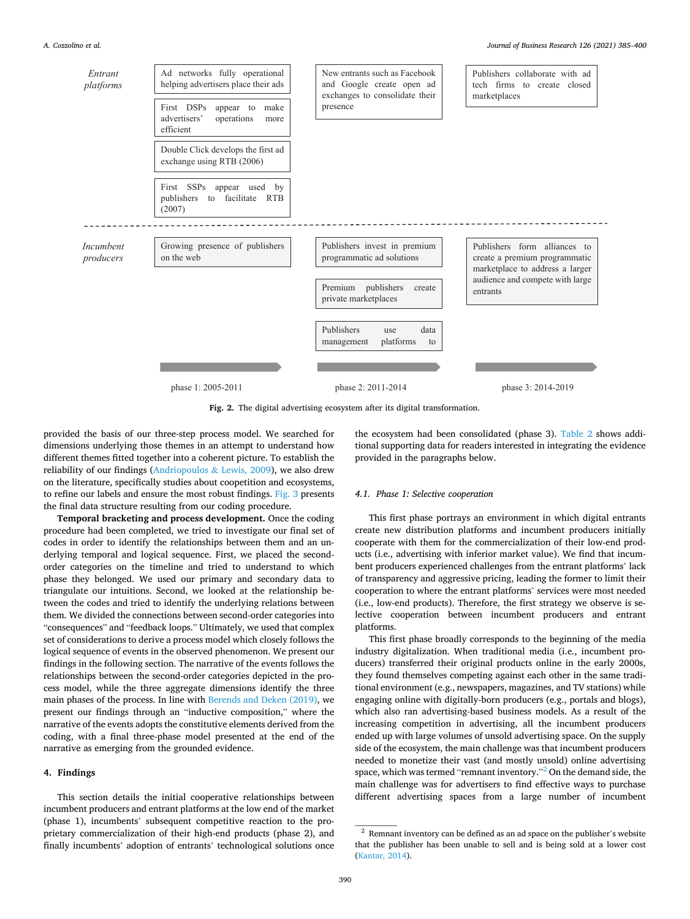| | Phase 1 | Phase 2 | Phase 3 |
|---|---|---|---|
| *Entrant platforms* | Ad networks fully operational helping advertisers place their ads<br>First DSPs appear to make advertisers' operations more efficient<br>Double Click develops the first ad exchange using RTB (2006)<br>First SSPs appear used by publishers to facilitate RTB (2007) | New entrants such as Facebook and Google create open ad exchanges to consolidate their presence | Publishers collaborate with ad tech firms to create closed marketplaces |
| *Incumbent producers* | Growing presence of publishers on the web | Publishers invest in premium programmatic ad solutions<br>Premium publishers create private marketplaces<br>Publishers use data management platforms to | Publishers form alliances to create a premium programmatic marketplace to address a larger audience and compete with large entrants |
| | phase 1: 2005-2011 | phase 2: 2011-2014 | phase 3: 2014-2019 |

**Fig. 2.** The digital advertising ecosystem after its digital transformation.

provided the basis of our three-step process model. We searched for dimensions underlying those themes in an attempt to understand how different themes fitted together into a coherent picture. To establish the reliability of our findings (Andriopoulos & Lewis, 2009), we also drew on the literature, specifically studies about coopetition and ecosystems, to refine our labels and ensure the most robust findings. Fig. 3 presents the final data structure resulting from our coding procedure.

**Temporal bracketing and process development.** Once the coding procedure had been completed, we tried to investigate our final set of codes in order to identify the relationships between them and an underlying temporal and logical sequence. First, we placed the second-order categories on the timeline and tried to understand to which phase they belonged. We used our primary and secondary data to triangulate our intuitions. Second, we looked at the relationship between the codes and tried to identify the underlying relations between them. We divided the connections between second-order categories into "consequences" and "feedback loops." Ultimately, we used that complex set of considerations to derive a process model which closely follows the logical sequence of events in the observed phenomenon. We present our findings in the following section. The narrative of the events follows the relationships between the second-order categories depicted in the process model, while the three aggregate dimensions identify the three main phases of the process. In line with Berends and Deken (2019), we present our findings through an "inductive composition," where the narrative of the events adopts the constitutive elements derived from the coding, with a final three-phase model presented at the end of the narrative as emerging from the grounded evidence.

## 4. Findings

This section details the initial cooperative relationships between incumbent producers and entrant platforms at the low end of the market (phase 1), incumbents' subsequent competitive reaction to the proprietary commercialization of their high-end products (phase 2), and finally incumbents' adoption of entrants' technological solutions once the ecosystem had been consolidated (phase 3). Table 2 shows additional supporting data for readers interested in integrating the evidence provided in the paragraphs below.

### 4.1. Phase 1: Selective cooperation

This first phase portrays an environment in which digital entrants create new distribution platforms and incumbent producers initially cooperate with them for the commercialization of their low-end products (i.e., advertising with inferior market value). We find that incumbent producers experienced challenges from the entrant platforms' lack of transparency and aggressive pricing, leading the former to limit their cooperation to where the entrant platforms' services were most needed (i.e., low-end products). Therefore, the first strategy we observe is selective cooperation between incumbent producers and entrant platforms.

This first phase broadly corresponds to the beginning of the media industry digitalization. When traditional media (i.e., incumbent producers) transferred their original products online in the early 2000s, they found themselves competing against each other in the same traditional environment (e.g., newspapers, magazines, and TV stations) while engaging online with digitally-born producers (e.g., portals and blogs), which also ran advertising-based business models. As a result of the increasing competition in advertising, all the incumbent producers ended up with large volumes of unsold advertising space. On the supply side of the ecosystem, the main challenge was that incumbent producers needed to monetize their vast (and mostly unsold) online advertising space, which was termed "remnant inventory."[2] On the demand side, the main challenge was for advertisers to find effective ways to purchase different advertising spaces from a large number of incumbent

[2] Remnant inventory can be defined as an ad space on the publisher's website that the publisher has been unable to sell and is being sold at a lower cost (Kantar, 2014).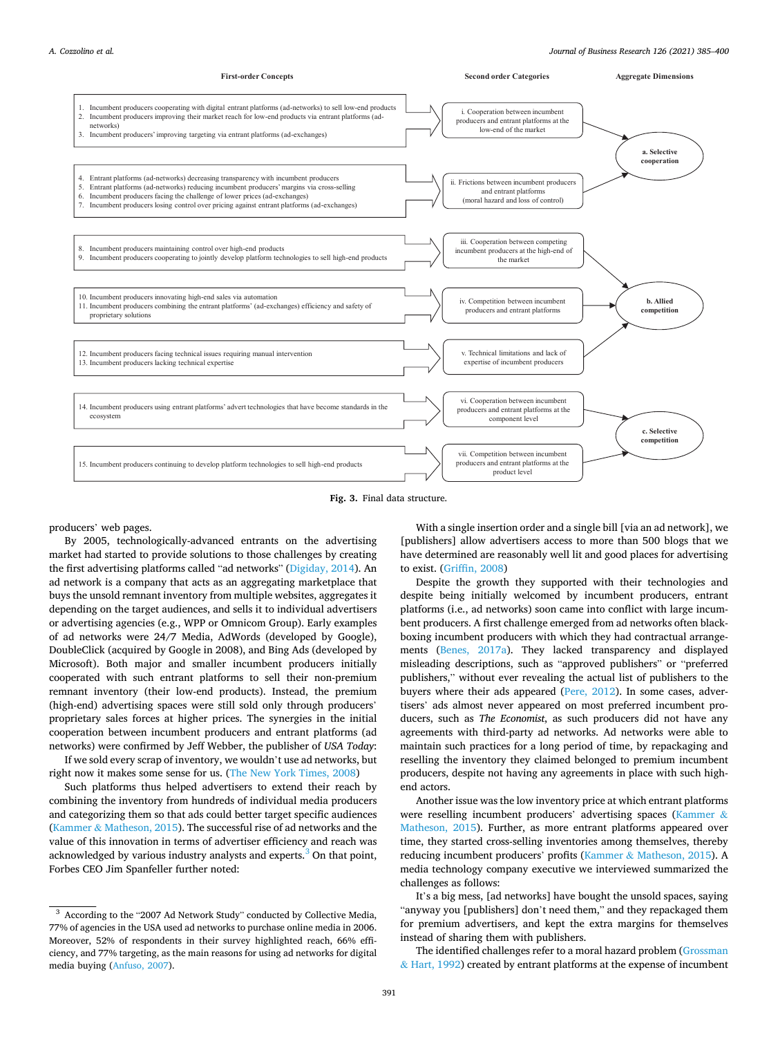| First-order Concepts | Second order Categories | Aggregate Dimensions |
|---|---|---|
| 1. Incumbent producers cooperating with digital entrant platforms (ad-networks) to sell low-end products<br>2. Incumbent producers improving their market reach for low-end products via entrant platforms (ad-networks)<br>3. Incumbent producers' improving targeting via entrant platforms (ad-exchanges) | i. Cooperation between incumbent producers and entrant platforms at the low-end of the market | a. Selective cooperation |
| 4. Entrant platforms (ad-networks) decreasing transparency with incumbent producers<br>5. Entrant platforms (ad-networks) reducing incumbent producers' margins via cross-selling<br>6. Incumbent producers facing the challenge of lower prices (ad-exchanges)<br>7. Incumbent producers losing control over pricing against entrant platforms (ad-exchanges) | ii. Frictions between incumbent producers and entrant platforms (moral hazard and loss of control) | a. Selective cooperation |
| 8. Incumbent producers maintaining control over high-end products<br>9. Incumbent producers cooperating to jointly develop platform technologies to sell high-end products | iii. Cooperation between competing incumbent producers at the high-end of the market | b. Allied competition |
| 10. Incumbent producers innovating high-end sales via automation<br>11. Incumbent producers combining the entrant platforms' (ad-exchanges) efficiency and safety of proprietary solutions | iv. Competition between incumbent producers and entrant platforms | b. Allied competition |
| 12. Incumbent producers facing technical issues requiring manual intervention<br>13. Incumbent producers lacking technical expertise | v. Technical limitations and lack of expertise of incumbent producers | b. Allied competition |
| 14. Incumbent producers using entrant platforms' advert technologies that have become standards in the ecosystem | vi. Cooperation between incumbent producers and entrant platforms at the component level | c. Selective competition |
| 15. Incumbent producers continuing to develop platform technologies to sell high-end products | vii. Competition between incumbent producers and entrant platforms at the product level | c. Selective competition |

**Fig. 3.** Final data structure.

producers' web pages.

By 2005, technologically-advanced entrants on the advertising market had started to provide solutions to those challenges by creating the first advertising platforms called "ad networks" (Digiday, 2014). An ad network is a company that acts as an aggregating marketplace that buys the unsold remnant inventory from multiple websites, aggregates it depending on the target audiences, and sells it to individual advertisers or advertising agencies (e.g., WPP or Omnicom Group). Early examples of ad networks were 24/7 Media, AdWords (developed by Google), DoubleClick (acquired by Google in 2008), and Bing Ads (developed by Microsoft). Both major and smaller incumbent producers initially cooperated with such entrant platforms to sell their non-premium remnant inventory (their low-end products). Instead, the premium (high-end) advertising spaces were still sold only through producers' proprietary sales forces at higher prices. The synergies in the initial cooperation between incumbent producers and entrant platforms (ad networks) were confirmed by Jeff Webber, the publisher of *USA Today*:

If we sold every scrap of inventory, we wouldn't use ad networks, but right now it makes some sense for us. (The New York Times, 2008)

Such platforms thus helped advertisers to extend their reach by combining the inventory from hundreds of individual media producers and categorizing them so that ads could better target specific audiences (Kammer & Matheson, 2015). The successful rise of ad networks and the value of this innovation in terms of advertiser efficiency and reach was acknowledged by various industry analysts and experts.[3] On that point, Forbes CEO Jim Spanfeller further noted:

With a single insertion order and a single bill [via an ad network], we [publishers] allow advertisers access to more than 500 blogs that we have determined are reasonably well lit and good places for advertising to exist. (Griffin, 2008)

Despite the growth they supported with their technologies and despite being initially welcomed by incumbent producers, entrant platforms (i.e., ad networks) soon came into conflict with large incumbent producers. A first challenge emerged from ad networks often black-boxing incumbent producers with which they had contractual arrangements (Benes, 2017a). They lacked transparency and displayed misleading descriptions, such as "approved publishers" or "preferred publishers," without ever revealing the actual list of publishers to the buyers where their ads appeared (Pere, 2012). In some cases, advertisers' ads almost never appeared on most preferred incumbent producers, such as *The Economist*, as such producers did not have any agreements with third-party ad networks. Ad networks were able to maintain such practices for a long period of time, by repackaging and reselling the inventory they claimed belonged to premium incumbent producers, despite not having any agreements in place with such high-end actors.

Another issue was the low inventory price at which entrant platforms were reselling incumbent producers' advertising spaces (Kammer & Matheson, 2015). Further, as more entrant platforms appeared over time, they started cross-selling inventories among themselves, thereby reducing incumbent producers' profits (Kammer & Matheson, 2015). A media technology company executive we interviewed summarized the challenges as follows:

It's a big mess, [ad networks] have bought the unsold spaces, saying "anyway you [publishers] don't need them," and they repackaged them for premium advertisers, and kept the extra margins for themselves instead of sharing them with publishers.

The identified challenges refer to a moral hazard problem (Grossman & Hart, 1992) created by entrant platforms at the expense of incumbent

[3] According to the "2007 Ad Network Study" conducted by Collective Media, 77% of agencies in the USA used ad networks to purchase online media in 2006. Moreover, 52% of respondents in their survey highlighted reach, 66% efficiency, and 77% targeting, as the main reasons for using ad networks for digital media buying (Anfuso, 2007).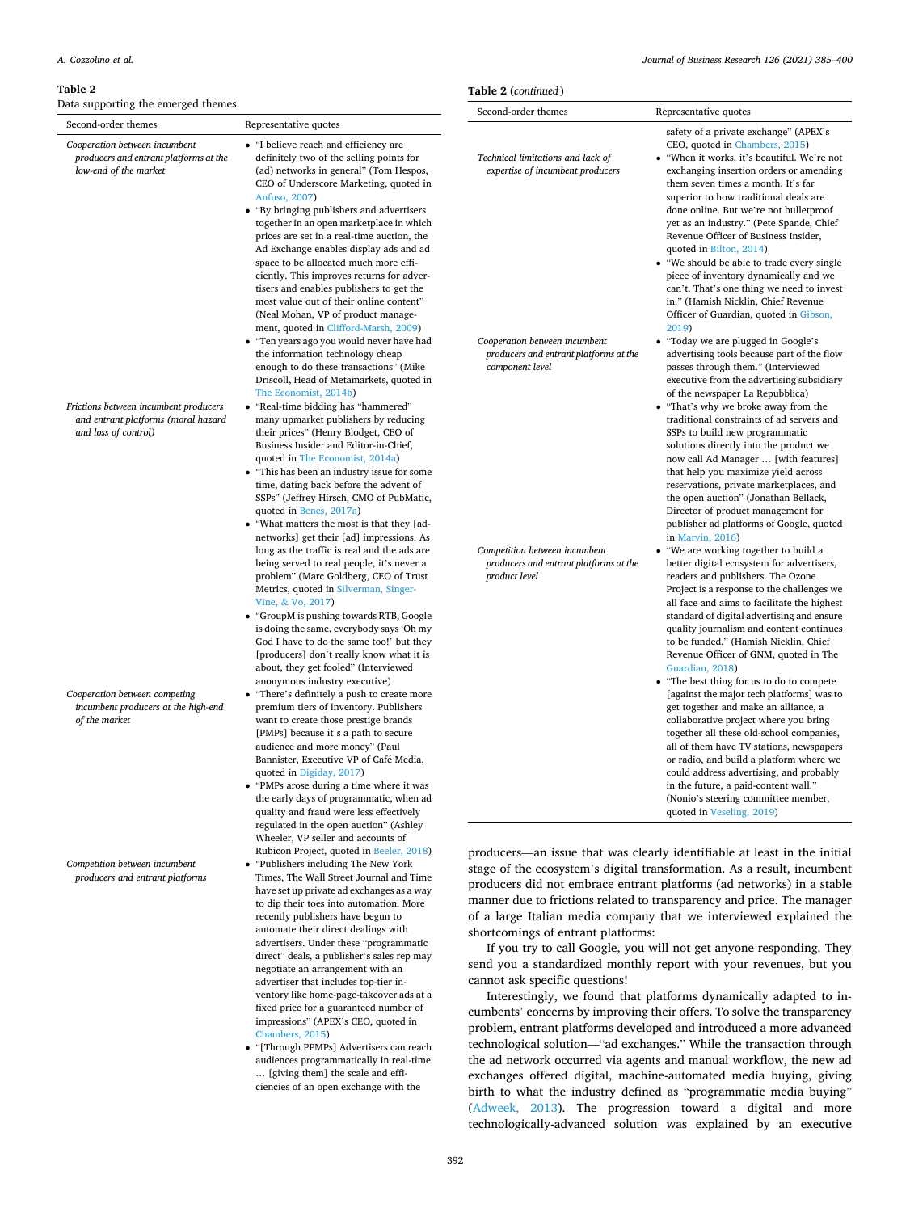**Table 2**

Data supporting the emerged themes.

| Second-order themes | Representative quotes |
|---|---|
| *Cooperation between incumbent producers and entrant platforms at the low-end of the market* | • "I believe reach and efficiency are definitely two of the selling points for (ad) networks in general" (Tom Hespos, CEO of Underscore Marketing, quoted in Anfuso, 2007)<br>• "By bringing publishers and advertisers together in an open marketplace in which prices are set in a real-time auction, the Ad Exchange enables display ads and ad space to be allocated much more efficiently. This improves returns for advertisers and enables publishers to get the most value out of their online content" (Neal Mohan, VP of product management, quoted in Clifford-Marsh, 2009)<br>• "Ten years ago you would never have had the information technology cheap enough to do these transactions" (Mike Driscoll, Head of Metamarkets, quoted in The Economist, 2014b) |
| *Frictions between incumbent producers and entrant platforms (moral hazard and loss of control)* | • "Real-time bidding has "hammered" many upmarket publishers by reducing their prices" (Henry Blodget, CEO of Business Insider and Editor-in-Chief, quoted in The Economist, 2014a)<br>• "This has been an industry issue for some time, dating back before the advent of SSPs" (Jeffrey Hirsch, CMO of PubMatic, quoted in Benes, 2017a)<br>• "What matters the most is that they [ad-networks] get their [ad] impressions. As long as the traffic is real and the ads are being served to real people, it's never a problem" (Marc Goldberg, CEO of Trust Metrics, quoted in Silverman, Singer-Vine, & Vo, 2017)<br>• "GroupM is pushing towards RTB, Google is doing the same, everybody says 'Oh my God I have to do the same too!' but they [producers] don't really know what it is about, they get fooled" (Interviewed anonymous industry executive) |
| *Cooperation between competing incumbent producers at the high-end of the market* | • "There's definitely a push to create more premium tiers of inventory. Publishers want to create those prestige brands [PMPs] because it's a path to secure audience and more money" (Paul Bannister, Executive VP of Café Media, quoted in Digiday, 2017)<br>• "PMPs arose during a time where it was the early days of programmatic, when ad quality and fraud were less effectively regulated in the open auction" (Ashley Wheeler, VP seller and accounts of Rubicon Project, quoted in Beeler, 2018) |
| *Competition between incumbent producers and entrant platforms* | • "Publishers including The New York Times, The Wall Street Journal and Time have set up private ad exchanges as a way to dip their toes into automation. More recently publishers have begun to automate their direct dealings with advertisers. Under these "programmatic direct" deals, a publisher's sales rep may negotiate an arrangement with an advertiser that includes top-tier inventory like home-page-takeover ads at a fixed price for a guaranteed number of impressions" (APEX's CEO, quoted in Chambers, 2015)<br>• "[Through PPMPs] Advertisers can reach audiences programmatically in real-time … [giving them] the scale and efficiencies of an open exchange with the safety of a private exchange" (APEX's CEO, quoted in Chambers, 2015) |
| *Technical limitations and lack of expertise of incumbent producers* | • "When it works, it's beautiful. We're not exchanging insertion orders or amending them seven times a month. It's far superior to how traditional deals are done online. But we're not bulletproof yet as an industry." (Pete Spande, Chief Revenue Officer of Business Insider, quoted in Bilton, 2014)<br>• "We should be able to trade every single piece of inventory dynamically and we can't. That's one thing we need to invest in." (Hamish Nicklin, Chief Revenue Officer of Guardian, quoted in Gibson, 2019) |
| *Cooperation between incumbent producers and entrant platforms at the component level* | • "Today we are plugged in Google's advertising tools because part of the flow passes through them." (Interviewed executive from the advertising subsidiary of the newspaper La Repubblica)<br>• "That's why we broke away from the traditional constraints of ad servers and SSPs to build new programmatic solutions directly into the product we now call Ad Manager … [with features] that help you maximize yield across reservations, private marketplaces, and the open auction" (Jonathan Bellack, Director of product management for publisher ad platforms of Google, quoted in Marvin, 2016) |
| *Competition between incumbent producers and entrant platforms at the product level* | • "We are working together to build a better digital ecosystem for advertisers, readers and publishers. The Ozone Project is a response to the challenges we all face and aims to facilitate the highest standard of digital advertising and ensure quality journalism and content continues to be funded." (Hamish Nicklin, Chief Revenue Officer of GNM, quoted in The Guardian, 2018)<br>• "The best thing for us to do to compete [against the major tech platforms] was to get together and make an alliance, a collaborative project where you bring together all these old-school companies, all of them have TV stations, newspapers or radio, and build a platform where we could address advertising, and probably in the future, a paid-content wall." (Nonio's steering committee member, quoted in Veseling, 2019) |

producers—an issue that was clearly identifiable at least in the initial stage of the ecosystem's digital transformation. As a result, incumbent producers did not embrace entrant platforms (ad networks) in a stable manner due to frictions related to transparency and price. The manager of a large Italian media company that we interviewed explained the shortcomings of entrant platforms:

If you try to call Google, you will not get anyone responding. They send you a standardized monthly report with your revenues, but you cannot ask specific questions!

Interestingly, we found that platforms dynamically adapted to incumbents' concerns by improving their offers. To solve the transparency problem, entrant platforms developed and introduced a more advanced technological solution—"ad exchanges." While the transaction through the ad network occurred via agents and manual workflow, the new ad exchanges offered digital, machine-automated media buying, giving birth to what the industry defined as "programmatic media buying" (Adweek, 2013). The progression toward a digital and more technologically-advanced solution was explained by an executive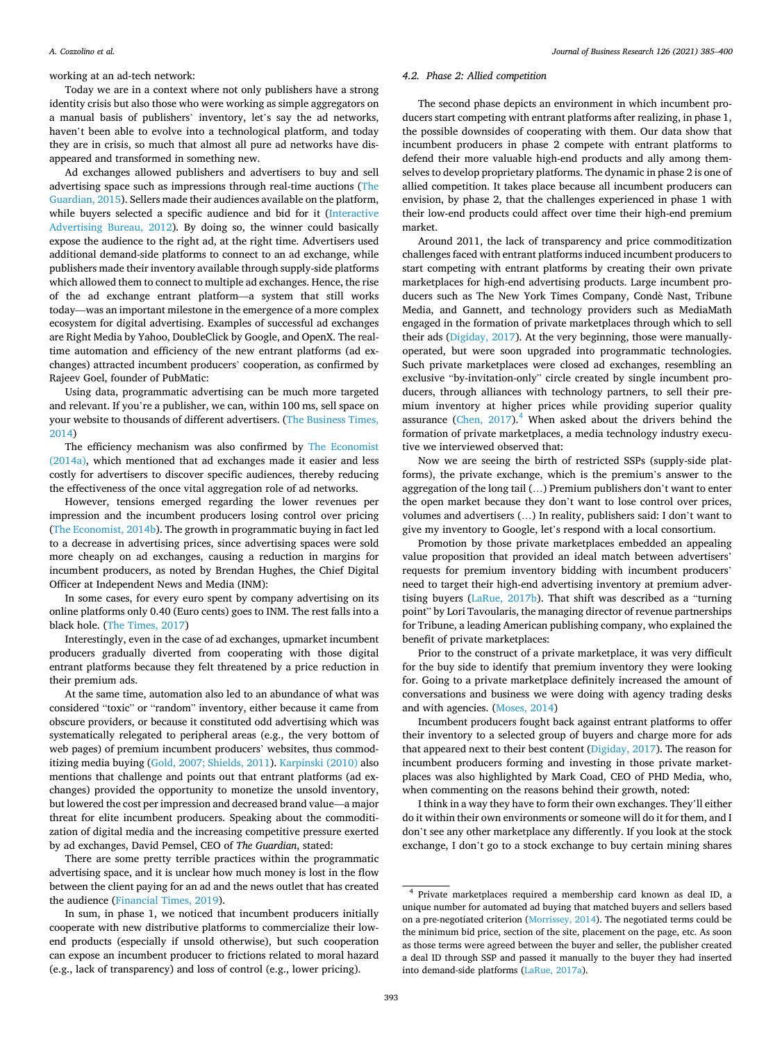working at an ad-tech network:

Today we are in a context where not only publishers have a strong identity crisis but also those who were working as simple aggregators on a manual basis of publishers' inventory, let's say the ad networks, haven't been able to evolve into a technological platform, and today they are in crisis, so much that almost all pure ad networks have disappeared and transformed in something new.

Ad exchanges allowed publishers and advertisers to buy and sell advertising space such as impressions through real-time auctions (The Guardian, 2015). Sellers made their audiences available on the platform, while buyers selected a specific audience and bid for it (Interactive Advertising Bureau, 2012). By doing so, the winner could basically expose the audience to the right ad, at the right time. Advertisers used additional demand-side platforms to connect to an ad exchange, while publishers made their inventory available through supply-side platforms which allowed them to connect to multiple ad exchanges. Hence, the rise of the ad exchange entrant platform—a system that still works today—was an important milestone in the emergence of a more complex ecosystem for digital advertising. Examples of successful ad exchanges are Right Media by Yahoo, DoubleClick by Google, and OpenX. The real-time automation and efficiency of the new entrant platforms (ad exchanges) attracted incumbent producers' cooperation, as confirmed by Rajeev Goel, founder of PubMatic:

Using data, programmatic advertising can be much more targeted and relevant. If you're a publisher, we can, within 100 ms, sell space on your website to thousands of different advertisers. (The Business Times, 2014)

The efficiency mechanism was also confirmed by The Economist (2014a), which mentioned that ad exchanges made it easier and less costly for advertisers to discover specific audiences, thereby reducing the effectiveness of the once vital aggregation role of ad networks.

However, tensions emerged regarding the lower revenues per impression and the incumbent producers losing control over pricing (The Economist, 2014b). The growth in programmatic buying in fact led to a decrease in advertising prices, since advertising spaces were sold more cheaply on ad exchanges, causing a reduction in margins for incumbent producers, as noted by Brendan Hughes, the Chief Digital Officer at Independent News and Media (INM):

In some cases, for every euro spent by company advertising on its online platforms only 0.40 (Euro cents) goes to INM. The rest falls into a black hole. (The Times, 2017)

Interestingly, even in the case of ad exchanges, upmarket incumbent producers gradually diverted from cooperating with those digital entrant platforms because they felt threatened by a price reduction in their premium ads.

At the same time, automation also led to an abundance of what was considered "toxic" or "random" inventory, either because it came from obscure providers, or because it constituted odd advertising which was systematically relegated to peripheral areas (e.g., the very bottom of web pages) of premium incumbent producers' websites, thus commoditizing media buying (Gold, 2007; Shields, 2011). Karpinski (2010) also mentions that challenge and points out that entrant platforms (ad exchanges) provided the opportunity to monetize the unsold inventory, but lowered the cost per impression and decreased brand value—a major threat for elite incumbent producers. Speaking about the commoditization of digital media and the increasing competitive pressure exerted by ad exchanges, David Pemsel, CEO of *The Guardian*, stated:

There are some pretty terrible practices within the programmatic advertising space, and it is unclear how much money is lost in the flow between the client paying for an ad and the news outlet that has created the audience (Financial Times, 2019).

In sum, in phase 1, we noticed that incumbent producers initially cooperate with new distributive platforms to commercialize their low-end products (especially if unsold otherwise), but such cooperation can expose an incumbent producer to frictions related to moral hazard (e.g., lack of transparency) and loss of control (e.g., lower pricing).

### 4.2. Phase 2: Allied competition

The second phase depicts an environment in which incumbent producers start competing with entrant platforms after realizing, in phase 1, the possible downsides of cooperating with them. Our data show that incumbent producers in phase 2 compete with entrant platforms to defend their more valuable high-end products and ally among themselves to develop proprietary platforms. The dynamic in phase 2 is one of allied competition. It takes place because all incumbent producers can envision, by phase 2, that the challenges experienced in phase 1 with their low-end products could affect over time their high-end premium market.

Around 2011, the lack of transparency and price commoditization challenges faced with entrant platforms induced incumbent producers to start competing with entrant platforms by creating their own private marketplaces for high-end advertising products. Large incumbent producers such as The New York Times Company, Condè Nast, Tribune Media, and Gannett, and technology providers such as MediaMath engaged in the formation of private marketplaces through which to sell their ads (Digiday, 2017). At the very beginning, those were manually-operated, but were soon upgraded into programmatic technologies. Such private marketplaces were closed ad exchanges, resembling an exclusive "by-invitation-only" circle created by single incumbent producers, through alliances with technology partners, to sell their premium inventory at higher prices while providing superior quality assurance (Chen, 2017).[4] When asked about the drivers behind the formation of private marketplaces, a media technology industry executive we interviewed observed that:

Now we are seeing the birth of restricted SSPs (supply-side platforms), the private exchange, which is the premium's answer to the aggregation of the long tail (…) Premium publishers don't want to enter the open market because they don't want to lose control over prices, volumes and advertisers (…) In reality, publishers said: I don't want to give my inventory to Google, let's respond with a local consortium.

Promotion by those private marketplaces embedded an appealing value proposition that provided an ideal match between advertisers' requests for premium inventory bidding with incumbent producers' need to target their high-end advertising inventory at premium advertising buyers (LaRue, 2017b). That shift was described as a "turning point" by Lori Tavoularis, the managing director of revenue partnerships for Tribune, a leading American publishing company, who explained the benefit of private marketplaces:

Prior to the construct of a private marketplace, it was very difficult for the buy side to identify that premium inventory they were looking for. Going to a private marketplace definitely increased the amount of conversations and business we were doing with agency trading desks and with agencies. (Moses, 2014)

Incumbent producers fought back against entrant platforms to offer their inventory to a selected group of buyers and charge more for ads that appeared next to their best content (Digiday, 2017). The reason for incumbent producers forming and investing in those private marketplaces was also highlighted by Mark Coad, CEO of PHD Media, who, when commenting on the reasons behind their growth, noted:

I think in a way they have to form their own exchanges. They'll either do it within their own environments or someone will do it for them, and I don't see any other marketplace any differently. If you look at the stock exchange, I don't go to a stock exchange to buy certain mining shares

---

[4] Private marketplaces required a membership card known as deal ID, a unique number for automated ad buying that matched buyers and sellers based on a pre-negotiated criterion (Morrissey, 2014). The negotiated terms could be the minimum bid price, section of the site, placement on the page, etc. As soon as those terms were agreed between the buyer and seller, the publisher created a deal ID through SSP and passed it manually to the buyer they had inserted into demand-side platforms (LaRue, 2017a).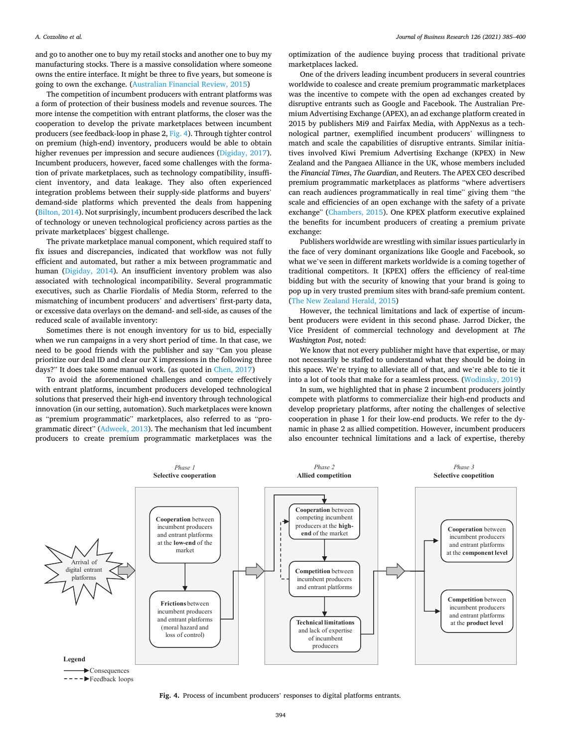and go to another one to buy my retail stocks and another one to buy my manufacturing stocks. There is a massive consolidation where someone owns the entire interface. It might be three to five years, but someone is going to own the exchange. (Australian Financial Review, 2015)

The competition of incumbent producers with entrant platforms was a form of protection of their business models and revenue sources. The more intense the competition with entrant platforms, the closer was the cooperation to develop the private marketplaces between incumbent producers (see feedback-loop in phase 2, Fig. 4). Through tighter control on premium (high-end) inventory, producers would be able to obtain higher revenues per impression and secure audiences (Digiday, 2017). Incumbent producers, however, faced some challenges with the formation of private marketplaces, such as technology compatibility, insufficient inventory, and data leakage. They also often experienced integration problems between their supply-side platforms and buyers' demand-side platforms which prevented the deals from happening (Bilton, 2014). Not surprisingly, incumbent producers described the lack of technology or uneven technological proficiency across parties as the private marketplaces' biggest challenge.

The private marketplace manual component, which required staff to fix issues and discrepancies, indicated that workflow was not fully efficient and automated, but rather a mix between programmatic and human (Digiday, 2014). An insufficient inventory problem was also associated with technological incompatibility. Several programmatic executives, such as Charlie Fiordalis of Media Storm, referred to the mismatching of incumbent producers' and advertisers' first-party data, or excessive data overlays on the demand- and sell-side, as causes of the reduced scale of available inventory:

Sometimes there is not enough inventory for us to bid, especially when we run campaigns in a very short period of time. In that case, we need to be good friends with the publisher and say "Can you please prioritize our deal ID and clear our X impressions in the following three days?" It does take some manual work. (as quoted in Chen, 2017)

To avoid the aforementioned challenges and compete effectively with entrant platforms, incumbent producers developed technological solutions that preserved their high-end inventory through technological innovation (in our setting, automation). Such marketplaces are known as "premium programmatic" marketplaces, also referred to as "programmatic direct" (Adweek, 2013). The mechanism that led incumbent producers to create premium programmatic marketplaces was the optimization of the audience buying process that traditional private marketplaces lacked.

One of the drivers leading incumbent producers in several countries worldwide to coalesce and create premium programmatic marketplaces was the incentive to compete with the open ad exchanges created by disruptive entrants such as Google and Facebook. The Australian Premium Advertising Exchange (APEX), an ad exchange platform created in 2015 by publishers Mi9 and Fairfax Media, with AppNexus as a technological partner, exemplified incumbent producers' willingness to match and scale the capabilities of disruptive entrants. Similar initiatives involved Kiwi Premium Advertising Exchange (KPEX) in New Zealand and the Pangaea Alliance in the UK, whose members included the *Financial Times*, *The Guardian*, and Reuters. The APEX CEO described premium programmatic marketplaces as platforms "where advertisers can reach audiences programmatically in real time" giving them "the scale and efficiencies of an open exchange with the safety of a private exchange" (Chambers, 2015). One KPEX platform executive explained the benefits for incumbent producers of creating a premium private exchange:

Publishers worldwide are wrestling with similar issues particularly in the face of very dominant organizations like Google and Facebook, so what we've seen in different markets worldwide is a coming together of traditional competitors. It [KPEX] offers the efficiency of real-time bidding but with the security of knowing that your brand is going to pop up in very trusted premium sites with brand-safe premium content. (The New Zealand Herald, 2015)

However, the technical limitations and lack of expertise of incumbent producers were evident in this second phase. Jarrod Dicker, the Vice President of commercial technology and development at *The Washington Post*, noted:

We know that not every publisher might have that expertise, or may not necessarily be staffed to understand what they should be doing in this space. We're trying to alleviate all of that, and we're able to tie it into a lot of tools that make for a seamless process. (Wodinsky, 2019)

In sum, we highlighted that in phase 2 incumbent producers jointly compete with platforms to commercialize their high-end products and develop proprietary platforms, after noting the challenges of selective cooperation in phase 1 for their low-end products. We refer to the dynamic in phase 2 as allied competition. However, incumbent producers also encounter technical limitations and a lack of expertise, thereby

**Fig. 4.** Process of incumbent producers' responses to digital platforms entrants.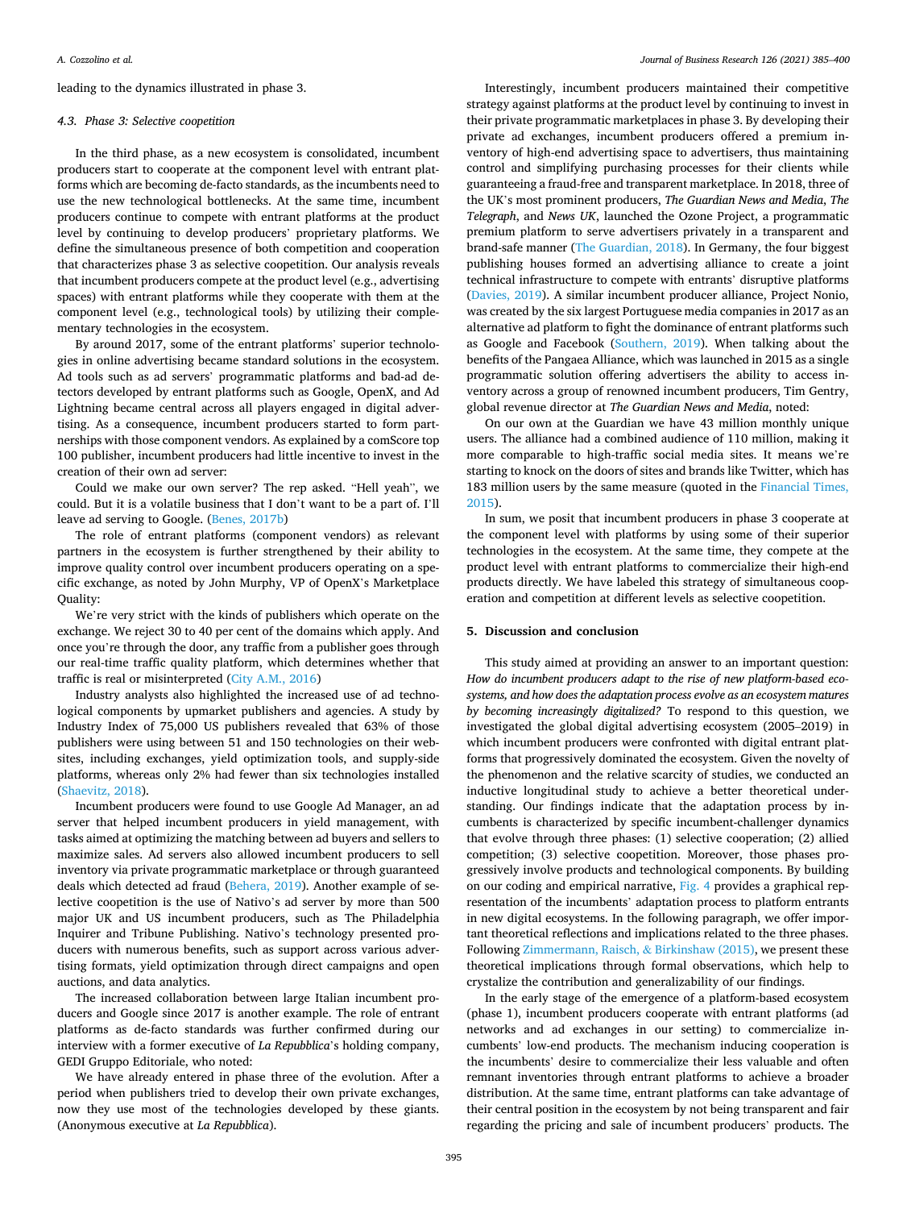leading to the dynamics illustrated in phase 3.

### 4.3. Phase 3: Selective coopetition

In the third phase, as a new ecosystem is consolidated, incumbent producers start to cooperate at the component level with entrant platforms which are becoming de-facto standards, as the incumbents need to use the new technological bottlenecks. At the same time, incumbent producers continue to compete with entrant platforms at the product level by continuing to develop producers' proprietary platforms. We define the simultaneous presence of both competition and cooperation that characterizes phase 3 as selective coopetition. Our analysis reveals that incumbent producers compete at the product level (e.g., advertising spaces) with entrant platforms while they cooperate with them at the component level (e.g., technological tools) by utilizing their complementary technologies in the ecosystem.

By around 2017, some of the entrant platforms' superior technologies in online advertising became standard solutions in the ecosystem. Ad tools such as ad servers' programmatic platforms and bad-ad detectors developed by entrant platforms such as Google, OpenX, and Ad Lightning became central across all players engaged in digital advertising. As a consequence, incumbent producers started to form partnerships with those component vendors. As explained by a comScore top 100 publisher, incumbent producers had little incentive to invest in the creation of their own ad server:

Could we make our own server? The rep asked. "Hell yeah", we could. But it is a volatile business that I don't want to be a part of. I'll leave ad serving to Google. (Benes, 2017b)

The role of entrant platforms (component vendors) as relevant partners in the ecosystem is further strengthened by their ability to improve quality control over incumbent producers operating on a specific exchange, as noted by John Murphy, VP of OpenX's Marketplace Quality:

We're very strict with the kinds of publishers which operate on the exchange. We reject 30 to 40 per cent of the domains which apply. And once you're through the door, any traffic from a publisher goes through our real-time traffic quality platform, which determines whether that traffic is real or misinterpreted (City A.M., 2016)

Industry analysts also highlighted the increased use of ad technological components by upmarket publishers and agencies. A study by Industry Index of 75,000 US publishers revealed that 63% of those publishers were using between 51 and 150 technologies on their websites, including exchanges, yield optimization tools, and supply-side platforms, whereas only 2% had fewer than six technologies installed (Shaevitz, 2018).

Incumbent producers were found to use Google Ad Manager, an ad server that helped incumbent producers in yield management, with tasks aimed at optimizing the matching between ad buyers and sellers to maximize sales. Ad servers also allowed incumbent producers to sell inventory via private programmatic marketplace or through guaranteed deals which detected ad fraud (Behera, 2019). Another example of selective coopetition is the use of Nativo's ad server by more than 500 major UK and US incumbent producers, such as The Philadelphia Inquirer and Tribune Publishing. Nativo's technology presented producers with numerous benefits, such as support across various advertising formats, yield optimization through direct campaigns and open auctions, and data analytics.

The increased collaboration between large Italian incumbent producers and Google since 2017 is another example. The role of entrant platforms as de-facto standards was further confirmed during our interview with a former executive of *La Repubblica*'s holding company, GEDI Gruppo Editoriale, who noted:

We have already entered in phase three of the evolution. After a period when publishers tried to develop their own private exchanges, now they use most of the technologies developed by these giants. (Anonymous executive at *La Repubblica*).

Interestingly, incumbent producers maintained their competitive strategy against platforms at the product level by continuing to invest in their private programmatic marketplaces in phase 3. By developing their private ad exchanges, incumbent producers offered a premium inventory of high-end advertising space to advertisers, thus maintaining control and simplifying purchasing processes for their clients while guaranteeing a fraud-free and transparent marketplace. In 2018, three of the UK's most prominent producers, *The Guardian News and Media*, *The Telegraph*, and *News UK*, launched the Ozone Project, a programmatic premium platform to serve advertisers privately in a transparent and brand-safe manner (The Guardian, 2018). In Germany, the four biggest publishing houses formed an advertising alliance to create a joint technical infrastructure to compete with entrants' disruptive platforms (Davies, 2019). A similar incumbent producer alliance, Project Nonio, was created by the six largest Portuguese media companies in 2017 as an alternative ad platform to fight the dominance of entrant platforms such as Google and Facebook (Southern, 2019). When talking about the benefits of the Pangaea Alliance, which was launched in 2015 as a single programmatic solution offering advertisers the ability to access inventory across a group of renowned incumbent producers, Tim Gentry, global revenue director at *The Guardian News and Media*, noted:

On our own at the Guardian we have 43 million monthly unique users. The alliance had a combined audience of 110 million, making it more comparable to high-traffic social media sites. It means we're starting to knock on the doors of sites and brands like Twitter, which has 183 million users by the same measure (quoted in the Financial Times, 2015).

In sum, we posit that incumbent producers in phase 3 cooperate at the component level with platforms by using some of their superior technologies in the ecosystem. At the same time, they compete at the product level with entrant platforms to commercialize their high-end products directly. We have labeled this strategy of simultaneous cooperation and competition at different levels as selective coopetition.

## 5. Discussion and conclusion

This study aimed at providing an answer to an important question: *How do incumbent producers adapt to the rise of new platform-based ecosystems, and how does the adaptation process evolve as an ecosystem matures by becoming increasingly digitalized?* To respond to this question, we investigated the global digital advertising ecosystem (2005–2019) in which incumbent producers were confronted with digital entrant platforms that progressively dominated the ecosystem. Given the novelty of the phenomenon and the relative scarcity of studies, we conducted an inductive longitudinal study to achieve a better theoretical understanding. Our findings indicate that the adaptation process by incumbents is characterized by specific incumbent-challenger dynamics that evolve through three phases: (1) selective cooperation; (2) allied competition; (3) selective coopetition. Moreover, those phases progressively involve products and technological components. By building on our coding and empirical narrative, Fig. 4 provides a graphical representation of the incumbents' adaptation process to platform entrants in new digital ecosystems. In the following paragraph, we offer important theoretical reflections and implications related to the three phases. Following Zimmermann, Raisch, & Birkinshaw (2015), we present these theoretical implications through formal observations, which help to crystalize the contribution and generalizability of our findings.

In the early stage of the emergence of a platform-based ecosystem (phase 1), incumbent producers cooperate with entrant platforms (ad networks and ad exchanges in our setting) to commercialize incumbents' low-end products. The mechanism inducing cooperation is the incumbents' desire to commercialize their less valuable and often remnant inventories through entrant platforms to achieve a broader distribution. At the same time, entrant platforms can take advantage of their central position in the ecosystem by not being transparent and fair regarding the pricing and sale of incumbent producers' products. The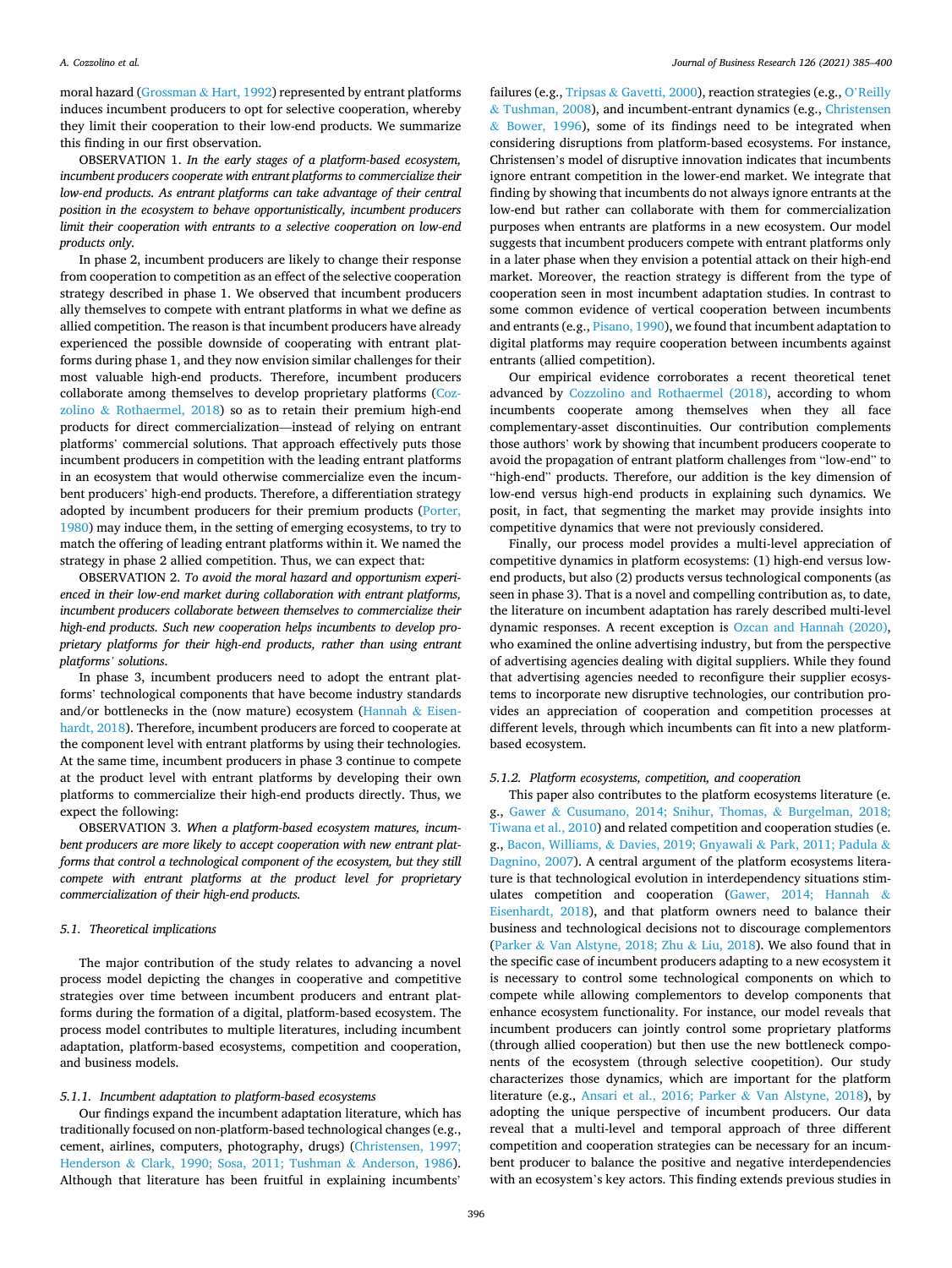moral hazard (Grossman & Hart, 1992) represented by entrant platforms induces incumbent producers to opt for selective cooperation, whereby they limit their cooperation to their low-end products. We summarize this finding in our first observation.

OBSERVATION 1. *In the early stages of a platform-based ecosystem, incumbent producers cooperate with entrant platforms to commercialize their low-end products. As entrant platforms can take advantage of their central position in the ecosystem to behave opportunistically, incumbent producers limit their cooperation with entrants to a selective cooperation on low-end products only.*

In phase 2, incumbent producers are likely to change their response from cooperation to competition as an effect of the selective cooperation strategy described in phase 1. We observed that incumbent producers ally themselves to compete with entrant platforms in what we define as allied competition. The reason is that incumbent producers have already experienced the possible downside of cooperating with entrant platforms during phase 1, and they now envision similar challenges for their most valuable high-end products. Therefore, incumbent producers collaborate among themselves to develop proprietary platforms (Cozzolino & Rothaermel, 2018) so as to retain their premium high-end products for direct commercialization—instead of relying on entrant platforms' commercial solutions. That approach effectively puts those incumbent producers in competition with the leading entrant platforms in an ecosystem that would otherwise commercialize even the incumbent producers' high-end products. Therefore, a differentiation strategy adopted by incumbent producers for their premium products (Porter, 1980) may induce them, in the setting of emerging ecosystems, to try to match the offering of leading entrant platforms within it. We named the strategy in phase 2 allied competition. Thus, we can expect that:

OBSERVATION 2. *To avoid the moral hazard and opportunism experienced in their low-end market during collaboration with entrant platforms, incumbent producers collaborate between themselves to commercialize their high-end products. Such new cooperation helps incumbents to develop proprietary platforms for their high-end products, rather than using entrant platforms' solutions.*

In phase 3, incumbent producers need to adopt the entrant platforms' technological components that have become industry standards and/or bottlenecks in the (now mature) ecosystem (Hannah & Eisenhardt, 2018). Therefore, incumbent producers are forced to cooperate at the component level with entrant platforms by using their technologies. At the same time, incumbent producers in phase 3 continue to compete at the product level with entrant platforms by developing their own platforms to commercialize their high-end products directly. Thus, we expect the following:

OBSERVATION 3. *When a platform-based ecosystem matures, incumbent producers are more likely to accept cooperation with new entrant platforms that control a technological component of the ecosystem, but they still compete with entrant platforms at the product level for proprietary commercialization of their high-end products.*

### 5.1. Theoretical implications

The major contribution of the study relates to advancing a novel process model depicting the changes in cooperative and competitive strategies over time between incumbent producers and entrant platforms during the formation of a digital, platform-based ecosystem. The process model contributes to multiple literatures, including incumbent adaptation, platform-based ecosystems, competition and cooperation, and business models.

#### 5.1.1. Incumbent adaptation to platform-based ecosystems

Our findings expand the incumbent adaptation literature, which has traditionally focused on non-platform-based technological changes (e.g., cement, airlines, computers, photography, drugs) (Christensen, 1997; Henderson & Clark, 1990; Sosa, 2011; Tushman & Anderson, 1986). Although that literature has been fruitful in explaining incumbents' failures (e.g., Tripsas & Gavetti, 2000), reaction strategies (e.g., O'Reilly & Tushman, 2008), and incumbent-entrant dynamics (e.g., Christensen & Bower, 1996), some of its findings need to be integrated when considering disruptions from platform-based ecosystems. For instance, Christensen's model of disruptive innovation indicates that incumbents ignore entrant competition in the lower-end market. We integrate that finding by showing that incumbents do not always ignore entrants at the low-end but rather can collaborate with them for commercialization purposes when entrants are platforms in a new ecosystem. Our model suggests that incumbent producers compete with entrant platforms only in a later phase when they envision a potential attack on their high-end market. Moreover, the reaction strategy is different from the type of cooperation seen in most incumbent adaptation studies. In contrast to some common evidence of vertical cooperation between incumbents and entrants (e.g., Pisano, 1990), we found that incumbent adaptation to digital platforms may require cooperation between incumbents against entrants (allied competition).

Our empirical evidence corroborates a recent theoretical tenet advanced by Cozzolino and Rothaermel (2018), according to whom incumbents cooperate among themselves when they all face complementary-asset discontinuities. Our contribution complements those authors' work by showing that incumbent producers cooperate to avoid the propagation of entrant platform challenges from "low-end" to "high-end" products. Therefore, our addition is the key dimension of low-end versus high-end products in explaining such dynamics. We posit, in fact, that segmenting the market may provide insights into competitive dynamics that were not previously considered.

Finally, our process model provides a multi-level appreciation of competitive dynamics in platform ecosystems: (1) high-end versus low-end products, but also (2) products versus technological components (as seen in phase 3). That is a novel and compelling contribution as, to date, the literature on incumbent adaptation has rarely described multi-level dynamic responses. A recent exception is Ozcan and Hannah (2020), who examined the online advertising industry, but from the perspective of advertising agencies dealing with digital suppliers. While they found that advertising agencies needed to reconfigure their supplier ecosystems to incorporate new disruptive technologies, our contribution provides an appreciation of cooperation and competition processes at different levels, through which incumbents can fit into a new platform-based ecosystem.

#### 5.1.2. Platform ecosystems, competition, and cooperation

This paper also contributes to the platform ecosystems literature (e.g., Gawer & Cusumano, 2014; Snihur, Thomas, & Burgelman, 2018; Tiwana et al., 2010) and related competition and cooperation studies (e.g., Bacon, Williams, & Davies, 2019; Gnyawali & Park, 2011; Padula & Dagnino, 2007). A central argument of the platform ecosystems literature is that technological evolution in interdependency situations stimulates competition and cooperation (Gawer, 2014; Hannah & Eisenhardt, 2018), and that platform owners need to balance their business and technological decisions not to discourage complementors (Parker & Van Alstyne, 2018; Zhu & Liu, 2018). We also found that in the specific case of incumbent producers adapting to a new ecosystem it is necessary to control some technological components on which to compete while allowing complementors to develop components that enhance ecosystem functionality. For instance, our model reveals that incumbent producers can jointly control some proprietary platforms (through allied cooperation) but then use the new bottleneck components of the ecosystem (through selective coopetition). Our study characterizes those dynamics, which are important for the platform literature (e.g., Ansari et al., 2016; Parker & Van Alstyne, 2018), by adopting the unique perspective of incumbent producers. Our data reveal that a multi-level and temporal approach of three different competition and cooperation strategies can be necessary for an incumbent producer to balance the positive and negative interdependencies with an ecosystem's key actors. This finding extends previous studies in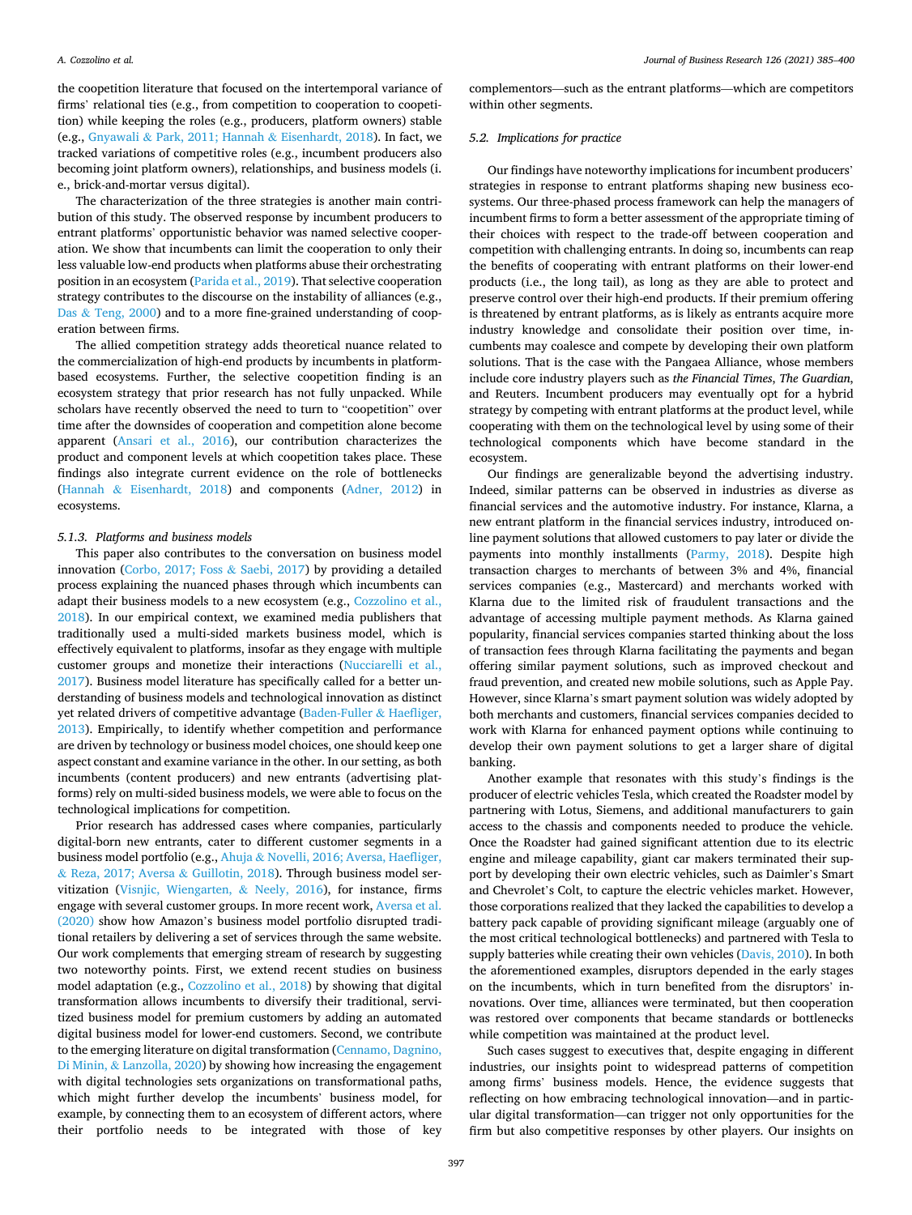the coopetition literature that focused on the intertemporal variance of firms' relational ties (e.g., from competition to cooperation to coopetition) while keeping the roles (e.g., producers, platform owners) stable (e.g., Gnyawali & Park, 2011; Hannah & Eisenhardt, 2018). In fact, we tracked variations of competitive roles (e.g., incumbent producers also becoming joint platform owners), relationships, and business models (i.e., brick-and-mortar versus digital).

The characterization of the three strategies is another main contribution of this study. The observed response by incumbent producers to entrant platforms' opportunistic behavior was named selective cooperation. We show that incumbents can limit the cooperation to only their less valuable low-end products when platforms abuse their orchestrating position in an ecosystem (Parida et al., 2019). That selective cooperation strategy contributes to the discourse on the instability of alliances (e.g., Das & Teng, 2000) and to a more fine-grained understanding of cooperation between firms.

The allied competition strategy adds theoretical nuance related to the commercialization of high-end products by incumbents in platform-based ecosystems. Further, the selective coopetition finding is an ecosystem strategy that prior research has not fully unpacked. While scholars have recently observed the need to turn to "coopetition" over time after the downsides of cooperation and competition alone become apparent (Ansari et al., 2016), our contribution characterizes the product and component levels at which coopetition takes place. These findings also integrate current evidence on the role of bottlenecks (Hannah & Eisenhardt, 2018) and components (Adner, 2012) in ecosystems.

#### 5.1.3. Platforms and business models

This paper also contributes to the conversation on business model innovation (Corbo, 2017; Foss & Saebi, 2017) by providing a detailed process explaining the nuanced phases through which incumbents can adapt their business models to a new ecosystem (e.g., Cozzolino et al., 2018). In our empirical context, we examined media publishers that traditionally used a multi-sided markets business model, which is effectively equivalent to platforms, insofar as they engage with multiple customer groups and monetize their interactions (Nucciarelli et al., 2017). Business model literature has specifically called for a better understanding of business models and technological innovation as distinct yet related drivers of competitive advantage (Baden-Fuller & Haefliger, 2013). Empirically, to identify whether competition and performance are driven by technology or business model choices, one should keep one aspect constant and examine variance in the other. In our setting, as both incumbents (content producers) and new entrants (advertising platforms) rely on multi-sided business models, we were able to focus on the technological implications for competition.

Prior research has addressed cases where companies, particularly digital-born new entrants, cater to different customer segments in a business model portfolio (e.g., Ahuja & Novelli, 2016; Aversa, Haefliger, & Reza, 2017; Aversa & Guillotin, 2018). Through business model servitization (Visnjic, Wiengarten, & Neely, 2016), for instance, firms engage with several customer groups. In more recent work, Aversa et al. (2020) show how Amazon's business model portfolio disrupted traditional retailers by delivering a set of services through the same website. Our work complements that emerging stream of research by suggesting two noteworthy points. First, we extend recent studies on business model adaptation (e.g., Cozzolino et al., 2018) by showing that digital transformation allows incumbents to diversify their traditional, servitized business model for premium customers by adding an automated digital business model for lower-end customers. Second, we contribute to the emerging literature on digital transformation (Cennamo, Dagnino, Di Minin, & Lanzolla, 2020) by showing how increasing the engagement with digital technologies sets organizations on transformational paths, which might further develop the incumbents' business model, for example, by connecting them to an ecosystem of different actors, where their portfolio needs to be integrated with those of key complementors—such as the entrant platforms—which are competitors within other segments.

### 5.2. Implications for practice

Our findings have noteworthy implications for incumbent producers' strategies in response to entrant platforms shaping new business ecosystems. Our three-phased process framework can help the managers of incumbent firms to form a better assessment of the appropriate timing of their choices with respect to the trade-off between cooperation and competition with challenging entrants. In doing so, incumbents can reap the benefits of cooperating with entrant platforms on their lower-end products (i.e., the long tail), as long as they are able to protect and preserve control over their high-end products. If their premium offering is threatened by entrant platforms, as is likely as entrants acquire more industry knowledge and consolidate their position over time, incumbents may coalesce and compete by developing their own platform solutions. That is the case with the Pangaea Alliance, whose members include core industry players such as *the Financial Times*, *The Guardian*, and Reuters. Incumbent producers may eventually opt for a hybrid strategy by competing with entrant platforms at the product level, while cooperating with them on the technological level by using some of their technological components which have become standard in the ecosystem.

Our findings are generalizable beyond the advertising industry. Indeed, similar patterns can be observed in industries as diverse as financial services and the automotive industry. For instance, Klarna, a new entrant platform in the financial services industry, introduced online payment solutions that allowed customers to pay later or divide the payments into monthly installments (Parmy, 2018). Despite high transaction charges to merchants of between 3% and 4%, financial services companies (e.g., Mastercard) and merchants worked with Klarna due to the limited risk of fraudulent transactions and the advantage of accessing multiple payment methods. As Klarna gained popularity, financial services companies started thinking about the loss of transaction fees through Klarna facilitating the payments and began offering similar payment solutions, such as improved checkout and fraud prevention, and created new mobile solutions, such as Apple Pay. However, since Klarna's smart payment solution was widely adopted by both merchants and customers, financial services companies decided to work with Klarna for enhanced payment options while continuing to develop their own payment solutions to get a larger share of digital banking.

Another example that resonates with this study's findings is the producer of electric vehicles Tesla, which created the Roadster model by partnering with Lotus, Siemens, and additional manufacturers to gain access to the chassis and components needed to produce the vehicle. Once the Roadster had gained significant attention due to its electric engine and mileage capability, giant car makers terminated their support by developing their own electric vehicles, such as Daimler's Smart and Chevrolet's Colt, to capture the electric vehicles market. However, those corporations realized that they lacked the capabilities to develop a battery pack capable of providing significant mileage (arguably one of the most critical technological bottlenecks) and partnered with Tesla to supply batteries while creating their own vehicles (Davis, 2010). In both the aforementioned examples, disruptors depended in the early stages on the incumbents, which in turn benefited from the disruptors' innovations. Over time, alliances were terminated, but then cooperation was restored over components that became standards or bottlenecks while competition was maintained at the product level.

Such cases suggest to executives that, despite engaging in different industries, our insights point to widespread patterns of competition among firms' business models. Hence, the evidence suggests that reflecting on how embracing technological innovation—and in particular digital transformation—can trigger not only opportunities for the firm but also competitive responses by other players. Our insights on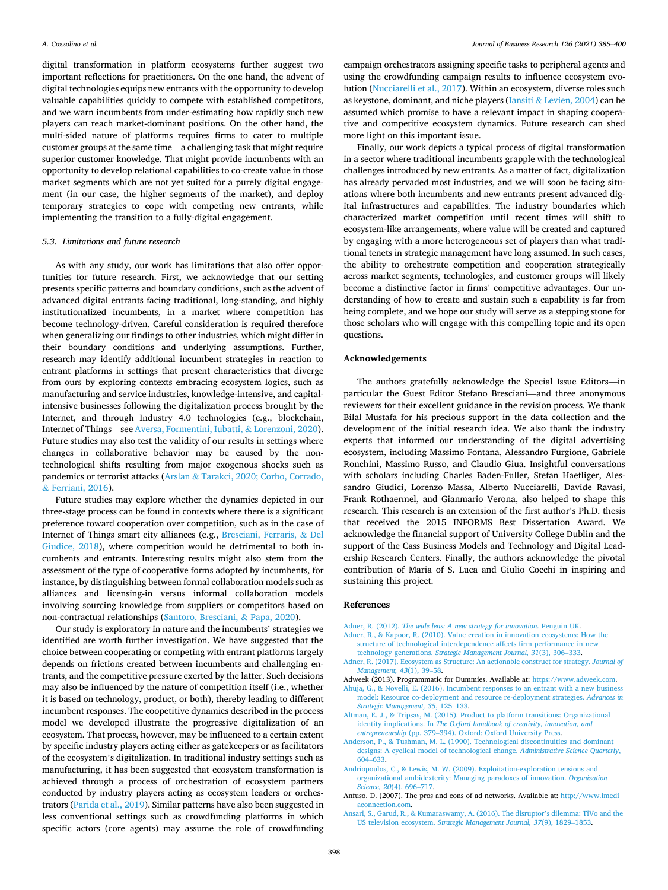digital transformation in platform ecosystems further suggest two important reflections for practitioners. On the one hand, the advent of digital technologies equips new entrants with the opportunity to develop valuable capabilities quickly to compete with established competitors, and we warn incumbents from under-estimating how rapidly such new players can reach market-dominant positions. On the other hand, the multi-sided nature of platforms requires firms to cater to multiple customer groups at the same time—a challenging task that might require superior customer knowledge. That might provide incumbents with an opportunity to develop relational capabilities to co-create value in those market segments which are not yet suited for a purely digital engagement (in our case, the higher segments of the market), and deploy temporary strategies to cope with competing new entrants, while implementing the transition to a fully-digital engagement.

### 5.3. Limitations and future research

As with any study, our work has limitations that also offer opportunities for future research. First, we acknowledge that our setting presents specific patterns and boundary conditions, such as the advent of advanced digital entrants facing traditional, long-standing, and highly institutionalized incumbents, in a market where competition has become technology-driven. Careful consideration is required therefore when generalizing our findings to other industries, which might differ in their boundary conditions and underlying assumptions. Further, research may identify additional incumbent strategies in reaction to entrant platforms in settings that present characteristics that diverge from ours by exploring contexts embracing ecosystem logics, such as manufacturing and service industries, knowledge-intensive, and capital-intensive businesses following the digitalization process brought by the Internet, and through Industry 4.0 technologies (e.g., blockchain, Internet of Things—see Aversa, Formentini, Iubatti, & Lorenzoni, 2020). Future studies may also test the validity of our results in settings where changes in collaborative behavior may be caused by the non-technological shifts resulting from major exogenous shocks such as pandemics or terrorist attacks (Arslan & Tarakci, 2020; Corbo, Corrado, & Ferriani, 2016).

Future studies may explore whether the dynamics depicted in our three-stage process can be found in contexts where there is a significant preference toward cooperation over competition, such as in the case of Internet of Things smart city alliances (e.g., Bresciani, Ferraris, & Del Giudice, 2018), where competition would be detrimental to both incumbents and entrants. Interesting results might also stem from the assessment of the type of cooperative forms adopted by incumbents, for instance, by distinguishing between formal collaboration models such as alliances and licensing-in versus informal collaboration models involving sourcing knowledge from suppliers or competitors based on non-contractual relationships (Santoro, Bresciani, & Papa, 2020).

Our study is exploratory in nature and the incumbents' strategies we identified are worth further investigation. We have suggested that the choice between cooperating or competing with entrant platforms largely depends on frictions created between incumbents and challenging entrants, and the competitive pressure exerted by the latter. Such decisions may also be influenced by the nature of competition itself (i.e., whether it is based on technology, product, or both), thereby leading to different incumbent responses. The coopetitive dynamics described in the process model we developed illustrate the progressive digitalization of an ecosystem. That process, however, may be influenced to a certain extent by specific industry players acting either as gatekeepers or as facilitators of the ecosystem's digitalization. In traditional industry settings such as manufacturing, it has been suggested that ecosystem transformation is achieved through a process of orchestration of ecosystem partners conducted by industry players acting as ecosystem leaders or orchestrators (Parida et al., 2019). Similar patterns have also been suggested in less conventional settings such as crowdfunding platforms in which specific actors (core agents) may assume the role of crowdfunding campaign orchestrators assigning specific tasks to peripheral agents and using the crowdfunding campaign results to influence ecosystem evolution (Nucciarelli et al., 2017). Within an ecosystem, diverse roles such as keystone, dominant, and niche players (Iansiti & Levien, 2004) can be assumed which promise to have a relevant impact in shaping cooperative and competitive ecosystem dynamics. Future research can shed more light on this important issue.

Finally, our work depicts a typical process of digital transformation in a sector where traditional incumbents grapple with the technological challenges introduced by new entrants. As a matter of fact, digitalization has already pervaded most industries, and we will soon be facing situations where both incumbents and new entrants present advanced digital infrastructures and capabilities. The industry boundaries which characterized market competition until recent times will shift to ecosystem-like arrangements, where value will be created and captured by engaging with a more heterogeneous set of players than what traditional tenets in strategic management have long assumed. In such cases, the ability to orchestrate competition and cooperation strategically across market segments, technologies, and customer groups will likely become a distinctive factor in firms' competitive advantages. Our understanding of how to create and sustain such a capability is far from being complete, and we hope our study will serve as a stepping stone for those scholars who will engage with this compelling topic and its open questions.

## Acknowledgements

The authors gratefully acknowledge the Special Issue Editors—in particular the Guest Editor Stefano Bresciani—and three anonymous reviewers for their excellent guidance in the revision process. We thank Bilal Mustafa for his precious support in the data collection and the development of the initial research idea. We also thank the industry experts that informed our understanding of the digital advertising ecosystem, including Massimo Fontana, Alessandro Furgione, Gabriele Ronchini, Massimo Russo, and Claudio Giua. Insightful conversations with scholars including Charles Baden-Fuller, Stefan Haefliger, Alessandro Giudici, Lorenzo Massa, Alberto Nucciarelli, Davide Ravasi, Frank Rothaermel, and Gianmario Verona, also helped to shape this research. This research is an extension of the first author's Ph.D. thesis that received the 2015 INFORMS Best Dissertation Award. We acknowledge the financial support of University College Dublin and the support of the Cass Business Models and Technology and Digital Leadership Research Centers. Finally, the authors acknowledge the pivotal contribution of Maria of S. Luca and Giulio Cocchi in inspiring and sustaining this project.

## References

Adner, R. (2012). *The wide lens: A new strategy for innovation*. Penguin UK.

Adner, R., & Kapoor, R. (2010). Value creation in innovation ecosystems: How the structure of technological interdependence affects firm performance in new technology generations. *Strategic Management Journal, 31*(3), 306–333.

Adner, R. (2017). Ecosystem as Structure: An actionable construct for strategy. *Journal of Management, 43*(1), 39–58.

Adweek (2013). Programmatic for Dummies. Available at: https://www.adweek.com.

Ahuja, G., & Novelli, E. (2016). Incumbent responses to an entrant with a new business model: Resource co-deployment and resource re-deployment strategies. *Advances in Strategic Management, 35*, 125–133.

Altman, E. J., & Tripsas, M. (2015). Product to platform transitions: Organizational identity implications. In *The Oxford handbook of creativity, innovation, and entrepreneurship* (pp. 379–394). Oxford: Oxford University Press.

Anderson, P., & Tushman, M. L. (1990). Technological discontinuities and dominant designs: A cyclical model of technological change. *Administrative Science Quarterly*, 604–633.

Andriopoulos, C., & Lewis, M. W. (2009). Exploitation-exploration tensions and organizational ambidexterity: Managing paradoxes of innovation. *Organization Science, 20*(4), 696–717.

Anfuso, D. (2007). The pros and cons of ad networks. Available at: http://www.imediaconnection.com.

Ansari, S., Garud, R., & Kumaraswamy, A. (2016). The disruptor's dilemma: TiVo and the US television ecosystem. *Strategic Management Journal, 37*(9), 1829–1853.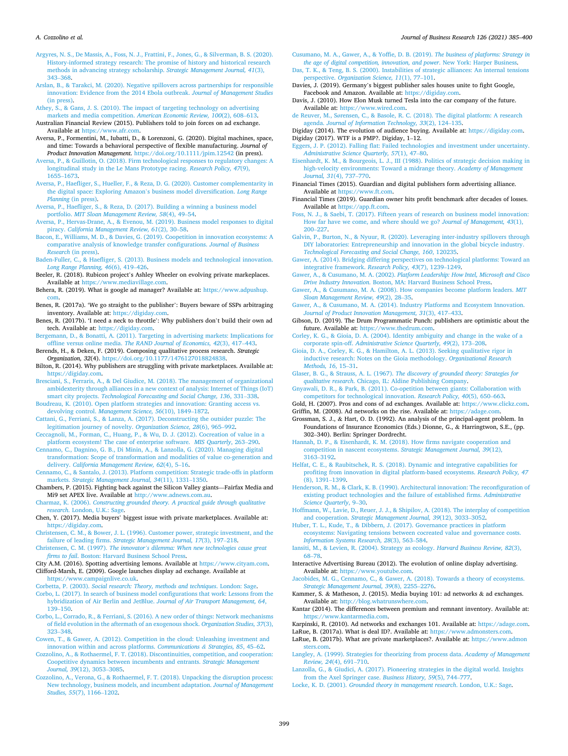Argyres, N. S., De Massis, A., Foss, N. J., Frattini, F., Jones, G., & Silverman, B. S. (2020). History-informed strategy research: The promise of history and historical research methods in advancing strategy scholarship. *Strategic Management Journal, 41*(3), 343–368.

Arslan, B., & Tarakci, M. (2020). Negative spillovers across partnerships for responsible innovation: Evidence from the 2014 Ebola outbreak. *Journal of Management Studies* (in press).

Athey, S., & Gans, J. S. (2010). The impact of targeting technology on advertising markets and media competition. *American Economic Review, 100*(2), 608–613.

Australian Financial Review (2015). Publishers told to join forces on ad exchange. Available at https://www.afr.com.

Aversa, P., Formentini, M., Iubatti, D., & Lorenzoni, G. (2020). Digital machines, space, and time: Towards a behavioral perspective of flexible manufacturing. *Journal of Product Innovation Management*. https://doi.org/10.1111/jpim.12542 (in press).

Aversa, P., & Guillotin, O. (2018). Firm technological responses to regulatory changes: A longitudinal study in the Le Mans Prototype racing. *Research Policy, 47*(9), 1655–1673.

Aversa, P., Haefliger, S., Hueller, F., & Reza, D. G. (2020). Customer complementarity in the digital space: Exploring Amazon's business model diversification. *Long Range Planning* (in press).

Aversa, P., Haefliger, S., & Reza, D. (2017). Building a winning a business model portfolio. *MIT Sloan Management Review, 58*(4), 49–54.

Aversa, P., Hervas-Drane, A., & Evenou, M. (2019). Business model responses to digital piracy. *California Management Review, 61*(2), 30–58.

Bacon, E., Williams, M. D., & Davies, G. (2019). Coopetition in innovation ecosystems: A comparative analysis of knowledge transfer configurations. *Journal of Business Research* (in press).

Baden-Fuller, C., & Haefliger, S. (2013). Business models and technological innovation. *Long Range Planning, 46*(6), 419–426.

Beeler, R. (2018). Rubicon project's Ashley Wheeler on evolving private markeplaces. Available at https://www.mediavillage.com.

Behera, R. (2019). What is google ad manager? Available at: https://www.adpushup.com.

Benes, R. (2017a). 'We go straight to the publisher': Buyers beware of SSPs arbitraging inventory. Available at: https://digiday.com.

Benes, R. (2017b). 'I need a neck to throttle': Why publishers don't build their own ad tech. Available at: https://digiday.com.

Bergemann, D., & Bonatti, A. (2011). Targeting in advertising markets: Implications for offline versus online media. *The RAND Journal of Economics, 42*(3), 417–443.

Berends, H., & Deken, F. (2019). Composing qualitative process research. *Strategic Organization, 32*(4). https://doi.org/10.1177/1476127018824838.

Bilton, R. (2014). Why publishers are struggling with private marketplaces. Available at: https://digiday.com.

Bresciani, S., Ferraris, A., & Del Giudice, M. (2018). The management of organizational ambidexterity through alliances in a new context of analysis: Internet of Things (IoT) smart city projects. *Technological Forecasting and Social Change, 136*, 331–338.

Boudreau, K. (2010). Open platform strategies and innovation: Granting access vs. devolving control. *Management Science, 56*(10), 1849–1872.

Cattani, G., Ferriani, S., & Lanza, A. (2017). Deconstructing the outsider puzzle: The legitimation journey of novelty. *Organization Science, 28*(6), 965–992.

Ceccagnoli, M., Forman, C., Huang, P., & Wu, D. J. (2012). Cocreation of value in a platform ecosystem! The case of enterprise software. *MIS Quarterly*, 263–290.

Cennamo, C., Dagnino, G. B., Di Minin, A., & Lanzolla, G. (2020). Managing digital transformation: Scope of transformation and modalities of value co-generation and delivery. *California Management Review, 62*(4), 5–16.

Cennamo, C., & Santalo, J. (2013). Platform competition: Strategic trade-offs in platform markets. *Strategic Management Journal, 34*(11), 1331–1350.

Chambers, P. (2015). Fighting back against the Silicon Valley giants—Fairfax Media and Mi9 set APEX live. Available at http://www.adnews.com.au.

Charmaz, K. (2006). *Constructing grounded theory. A practical guide through qualitative research*. London, U.K.: Sage.

Chen, Y. (2017). Media buyers' biggest issue with private marketplaces. Available at: https://digiday.com.

Christensen, C. M., & Bower, J. L. (1996). Customer power, strategic investment, and the failure of leading firms. *Strategic Management Journal, 17*(3), 197–218.

Christensen, C. M. (1997). *The innovator's dilemma: When new technologies cause great firms to fail*. Boston: Harvard Business School Press.

City A.M. (2016). Spotting advertising lemons. Available at https://www.cityam.com.

Clifford-Marsh, E. (2009). Google launches display ad exchange. Available at https://www.campaignlive.co.uk.

Corbetta, P. (2003). *Social research: Theory, methods and techniques*. London: Sage.

Corbo, L. (2017). In search of business model configurations that work: Lessons from the hybridization of Air Berlin and JetBlue. *Journal of Air Transport Management, 64*, 139–150.

Corbo, L., Corrado, R., & Ferriani, S. (2016). A new order of things: Network mechanisms of field evolution in the aftermath of an exogenous shock. *Organization Studies, 37*(3), 323–348.

Cowen, T., & Gawer, A. (2012). Competition in the cloud: Unleashing investment and innovation within and across platforms. *Communications & Strategies, 85*, 45–62.

Cozzolino, A., & Rothaermel, F. T. (2018). Discontinuities, competition, and cooperation: Coopetitive dynamics between incumbents and entrants. *Strategic Management Journal, 39*(12), 3053–3085.

Cozzolino, A., Verona, G., & Rothaermel, F. T. (2018). Unpacking the disruption process: New technology, business models, and incumbent adaptation. *Journal of Management Studies, 55*(7), 1166–1202.

Cusumano, M. A., Gawer, A., & Yoffie, D. B. (2019). *The business of platforms: Strategy in the age of digital competition, innovation, and power*. New York: Harper Business.

Das, T. K., & Teng, B. S. (2000). Instabilities of strategic alliances: An internal tensions perspective. *Organization Science, 11*(1), 77–101.

Davies, J. (2019). Germany's biggest publisher sales houses unite to fight Google, Facebook and Amazon. Available at: https://digiday.com.

Davis, J. (2010). How Elon Musk turned Tesla into the car company of the future. Available at: https://www.wired.com.

de Reuver, M., Sørensen, C., & Basole, R. C. (2018). The digital platform: A research agenda. *Journal of Information Technology, 33*(2), 124–135.

Digiday (2014). The evolution of audience buying. Available at: https://digiday.com.

Digiday (2017). WTF is a PMP?. Digiday, 1–12.

Eggers, J. P. (2012). Falling flat: Failed technologies and investment under uncertainty. *Administrative Science Quarterly, 57*(1), 47–80.

Eisenhardt, K. M., & Bourgeois, L. J., III (1988). Politics of strategic decision making in high-velocity environments: Toward a midrange theory. *Academy of Management Journal, 31*(4), 737–770.

Financial Times (2015). Guardian and digital publishers form advertising alliance. Available at https://www.ft.com.

Financial Times (2019). Guardian owner hits profit benchmark after decades of losses. Available at https://app.ft.com.

Foss, N. J., & Saebi, T. (2017). Fifteen years of research on business model innovation: How far have we come, and where should we go? *Journal of Management, 43*(1), 200–227.

Galvin, P., Burton, N., & Nyuur, R. (2020). Leveraging inter-industry spillovers through DIY laboratories: Entrepreneurship and innovation in the global bicycle industry. *Technological Forecasting and Social Change, 160*, 120235.

Gawer, A. (2014). Bridging differing perspectives on technological platforms: Toward an integrative framework. *Research Policy, 43*(7), 1239–1249.

Gawer, A., & Cusumano, M. A. (2002). *Platform Leadership: How Intel, Microsoft and Cisco Drive Industry Innovation*. Boston, MA: Harvard Business School Press.

Gawer, A., & Cusumano, M. A. (2008). How companies become platform leaders. *MIT Sloan Management Review, 49*(2), 28–35.

Gawer, A., & Cusumano, M. A. (2014). Industry Platforms and Ecosystem Innovation. *Journal of Product Innovation Management, 31*(3), 417–433.

Gibson, D. (2019). The Drum Programmatic Punch: publishers are optimistic about the future. Available at: https://www.thedrum.com.

Corley, K. G., & Gioia, D. A. (2004). Identity ambiguity and change in the wake of a corporate spin-off. *Administrative Science Quarterly, 49*(2), 173–208.

Gioia, D. A., Corley, K. G., & Hamilton, A. L. (2013). Seeking qualitative rigor in inductive research: Notes on the Gioia methodology. *Organizational Research Methods, 16*, 15–31.

Glaser, B. G., & Strauss, A. L. (1967). *The discovery of grounded theory: Strategies for qualitative research*. Chicago, IL: Aldine Publishing Company.

Gnyawali, D. R., & Park, B. (2011). Co-opetition between giants: Collaboration with competitors for technological innovation. *Research Policy, 40*(5), 650–663.

Gold, H. (2007). Pros and cons of ad exchanges. Available at: https://www.clickz.com.

Griffin, M. (2008). Ad networks on the rise. Available at: https://adage.com.

Grossman, S. J., & Hart, O. D. (1992). An analysis of the principal-agent problem. In Foundations of Insurance Economics (Eds.) Dionne, G., & Harringtwon, S.E., (pp. 302–340). Berlin: Springer Dordrecht.

Hannah, D. P., & Eisenhardt, K. M. (2018). How firms navigate cooperation and competition in nascent ecosystems. *Strategic Management Journal, 39*(12), 3163–3192.

Helfat, C. E., & Raubitschek, R. S. (2018). Dynamic and integrative capabilities for profiting from innovation in digital platform-based ecosystems. *Research Policy, 47*(8), 1391–1399.

Henderson, R. M., & Clark, K. B. (1990). Architectural innovation: The reconfiguration of existing product technologies and the failure of established firms. *Administrative Science Quarterly*, 9–30.

Hoffmann, W., Lavie, D., Reuer, J. J., & Shipilov, A. (2018). The interplay of competition and cooperation. *Strategic Management Journal, 39*(12), 3033–3052.

Huber, T. L., Kude, T., & Dibbern, J. (2017). Governance practices in platform ecosystems: Navigating tensions between cocreated value and governance costs. *Information Systems Research, 28*(3), 563–584.

Iansiti, M., & Levien, R. (2004). Strategy as ecology. *Harvard Business Review, 82*(3), 68–78.

Interactive Advertising Bureau (2012). The evolution of online display advertising. Available at: https://www.youtube.com.

Jacobides, M. G., Cennamo, C., & Gawer, A. (2018). Towards a theory of ecosystems. *Strategic Management Journal, 39*(8), 2255–2276.

Kammer, S. & Matheson, J. (2015). Media buying 101: ad networks & ad exchanges. Available at: http://blog.whatrunswhere.com.

Kantar (2014). The differences between premium and remnant inventory. Available at: https://www.kantarmedia.com.

Karpinski, R. (2010). Ad networks and exchanges 101. Available at: https://adage.com.

LaRue, B. (2017a). What is deal ID?. Available at: https://www.admonsters.com.

LaRue, B. (2017b). What are private marketplaces?. Available at: https://www.admonsters.com.

Langley, A. (1999). Strategies for theorizing from process data. *Academy of Management Review, 24*(4), 691–710.

Lanzolla, G., & Giudici, A. (2017). Pioneering strategies in the digital world. Insights from the Axel Springer case. *Business History, 59*(5), 744–777.

Locke, K. D. (2001). *Grounded theory in management research*. London, U.K.: Sage.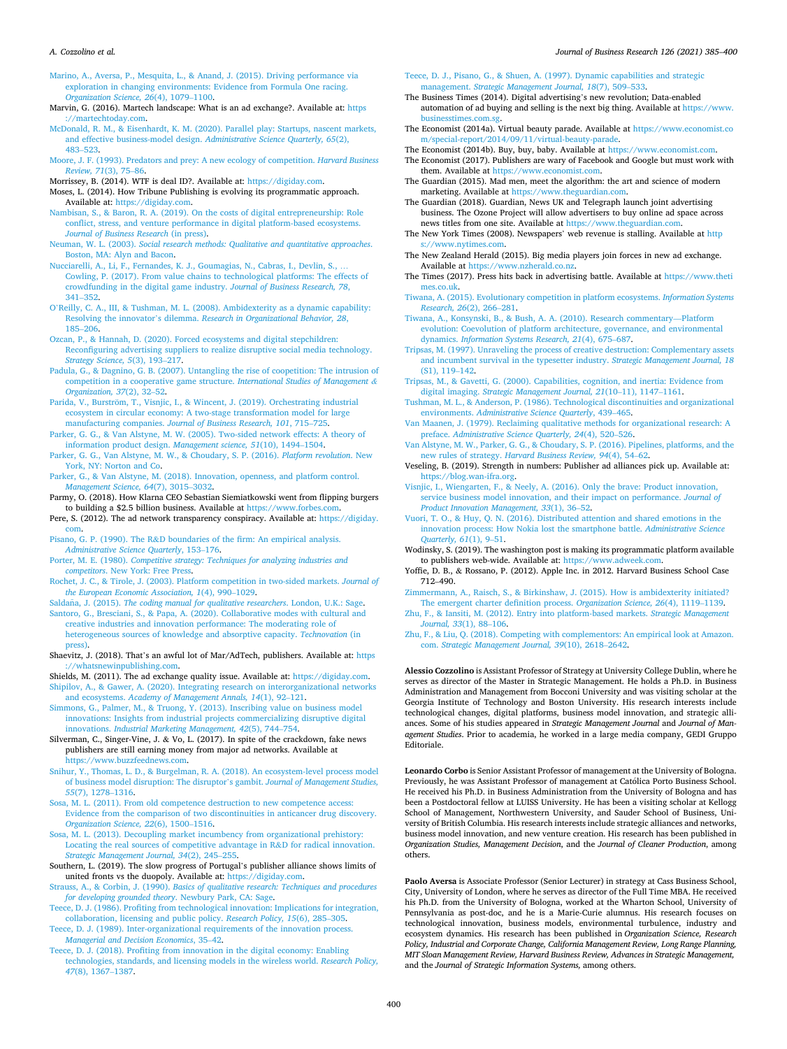Marino, A., Aversa, P., Mesquita, L., & Anand, J. (2015). Driving performance via exploration in changing environments: Evidence from Formula One racing. *Organization Science, 26*(4), 1079–1100.

Marvin, G. (2016). Martech landscape: What is an ad exchange?. Available at: https://martechtoday.com.

McDonald, R. M., & Eisenhardt, K. M. (2020). Parallel play: Startups, nascent markets, and effective business-model design. *Administrative Science Quarterly, 65*(2), 483–523.

Moore, J. F. (1993). Predators and prey: A new ecology of competition. *Harvard Business Review, 71*(3), 75–86.

Morrissey, B. (2014). WTF is deal ID?. Available at: https://digiday.com.

Moses, L. (2014). How Tribune Publishing is evolving its programmatic approach. Available at: https://digiday.com.

Nambisan, S., & Baron, R. A. (2019). On the costs of digital entrepreneurship: Role conflict, stress, and venture performance in digital platform-based ecosystems. *Journal of Business Research* (in press).

Neuman, W. L. (2003). *Social research methods: Qualitative and quantitative approaches*. Boston, MA: Alyn and Bacon.

Nucciarelli, A., Li, F., Fernandes, K. J., Goumagias, N., Cabras, I., Devlin, S., … Cowling, P. (2017). From value chains to technological platforms: The effects of crowdfunding in the digital game industry. *Journal of Business Research, 78*, 341–352.

O'Reilly, C. A., III, & Tushman, M. L. (2008). Ambidexterity as a dynamic capability: Resolving the innovator's dilemma. *Research in Organizational Behavior, 28*, 185–206.

Ozcan, P., & Hannah, D. (2020). Forced ecosystems and digital stepchildren: Reconfiguring advertising suppliers to realize disruptive social media technology. *Strategy Science, 5*(3), 193–217.

Padula, G., & Dagnino, G. B. (2007). Untangling the rise of coopetition: The intrusion of competition in a cooperative game structure. *International Studies of Management & Organization, 37*(2), 32–52.

Parida, V., Burström, T., Visnjic, I., & Wincent, J. (2019). Orchestrating industrial ecosystem in circular economy: A two-stage transformation model for large manufacturing companies. *Journal of Business Research, 101*, 715–725.

Parker, G. G., & Van Alstyne, M. W. (2005). Two-sided network effects: A theory of information product design. *Management science, 51*(10), 1494–1504.

Parker, G. G., Van Alstyne, M. W., & Choudary, S. P. (2016). *Platform revolution*. New York, NY: Norton and Co.

Parker, G., & Van Alstyne, M. (2018). Innovation, openness, and platform control. *Management Science, 64*(7), 3015–3032.

Parmy, O. (2018). How Klarna CEO Sebastian Siemiatkowski went from flipping burgers to building a $2.5 billion business. Available at https://www.forbes.com.

Pere, S. (2012). The ad network transparency conspiracy. Available at: https://digiday.com.

Pisano, G. P. (1990). The R&D boundaries of the firm: An empirical analysis. *Administrative Science Quarterly*, 153–176.

Porter, M. E. (1980). *Competitive strategy: Techniques for analyzing industries and competitors*. New York: Free Press.

Rochet, J. C., & Tirole, J. (2003). Platform competition in two-sided markets. *Journal of the European Economic Association, 1*(4), 990–1029.

Saldaña, J. (2015). *The coding manual for qualitative researchers*. London, U.K.: Sage.

Santoro, G., Bresciani, S., & Papa, A. (2020). Collaborative modes with cultural and creative industries and innovation performance: The moderating role of heterogeneous sources of knowledge and absorptive capacity. *Technovation* (in press).

Shaevitz, J. (2018). That's an awful lot of Mar/AdTech, publishers. Available at: https://whatsnewinpublishing.com.

Shields, M. (2011). The ad exchange quality issue. Available at: https://digiday.com.

Shipilov, A., & Gawer, A. (2020). Integrating research on interorganizational networks and ecosystems. *Academy of Management Annals, 14*(1), 92–121.

Simmons, G., Palmer, M., & Truong, Y. (2013). Inscribing value on business model innovations: Insights from industrial projects commercializing disruptive digital innovations. *Industrial Marketing Management, 42*(5), 744–754.

Silverman, C., Singer-Vine, J. & Vo, L. (2017). In spite of the crackdown, fake news publishers are still earning money from major ad networks. Available at https://www.buzzfeednews.com.

Snihur, Y., Thomas, L. D., & Burgelman, R. A. (2018). An ecosystem-level process model of business model disruption: The disruptor's gambit. *Journal of Management Studies, 55*(7), 1278–1316.

Sosa, M. L. (2011). From old competence destruction to new competence access: Evidence from the comparison of two discontinuities in anticancer drug discovery. *Organization Science, 22*(6), 1500–1516.

Sosa, M. L. (2013). Decoupling market incumbency from organizational prehistory: Locating the real sources of competitive advantage in R&D for radical innovation. *Strategic Management Journal, 34*(2), 245–255.

Southern, L. (2019). The slow progress of Portugal's publisher alliance shows limits of united fronts vs the duopoly. Available at: https://digiday.com.

Strauss, A., & Corbin, J. (1990). *Basics of qualitative research: Techniques and procedures for developing grounded theory*. Newbury Park, CA: Sage.

Teece, D. J. (1986). Profiting from technological innovation: Implications for integration, collaboration, licensing and public policy. *Research Policy, 15*(6), 285–305.

Teece, D. J. (1989). Inter-organizational requirements of the innovation process. *Managerial and Decision Economics*, 35–42.

Teece, D. J. (2018). Profiting from innovation in the digital economy: Enabling technologies, standards, and licensing models in the wireless world. *Research Policy, 47*(8), 1367–1387.

Teece, D. J., Pisano, G., & Shuen, A. (1997). Dynamic capabilities and strategic management. *Strategic Management Journal, 18*(7), 509–533.

The Business Times (2014). Digital advertising's new revolution; Data-enabled automation of ad buying and selling is the next big thing. Available at https://www.businesstimes.com.sg.

The Economist (2014a). Virtual beauty parade. Available at https://www.economist.com/special-report/2014/09/11/virtual-beauty-parade.

The Economist (2014b). Buy, buy, baby. Available at https://www.economist.com.

The Economist (2017). Publishers are wary of Facebook and Google but must work with them. Available at https://www.economist.com.

The Guardian (2015). Mad men, meet the algorithm: the art and science of modern marketing. Available at https://www.theguardian.com.

The Guardian (2018). Guardian, News UK and Telegraph launch joint advertising business. The Ozone Project will allow advertisers to buy online ad space across news titles from one site. Available at https://www.theguardian.com.

The New York Times (2008). Newspapers' web revenue is stalling. Available at https://www.nytimes.com.

The New Zealand Herald (2015). Big media players join forces in new ad exchange. Available at https://www.nzherald.co.nz.

The Times (2017). Press hits back in advertising battle. Available at https://www.thetimes.co.uk.

Tiwana, A. (2015). Evolutionary competition in platform ecosystems. *Information Systems Research, 26*(2), 266–281.

Tiwana, A., Konsynski, B., & Bush, A. A. (2010). Research commentary—Platform evolution: Coevolution of platform architecture, governance, and environmental dynamics. *Information Systems Research, 21*(4), 675–687.

Tripsas, M. (1997). Unraveling the process of creative destruction: Complementary assets and incumbent survival in the typesetter industry. *Strategic Management Journal, 18* (S1), 119–142.

Tripsas, M., & Gavetti, G. (2000). Capabilities, cognition, and inertia: Evidence from digital imaging. *Strategic Management Journal, 21*(10–11), 1147–1161.

Tushman, M. L., & Anderson, P. (1986). Technological discontinuities and organizational environments. *Administrative Science Quarterly*, 439–465.

Van Maanen, J. (1979). Reclaiming qualitative methods for organizational research: A preface. *Administrative Science Quarterly, 24*(4), 520–526.

Van Alstyne, M. W., Parker, G. G., & Choudary, S. P. (2016). Pipelines, platforms, and the new rules of strategy. *Harvard Business Review, 94*(4), 54–62.

Veseling, B. (2019). Strength in numbers: Publisher ad alliances pick up. Available at: https://blog.wan-ifra.org.

Visnjic, I., Wiengarten, F., & Neely, A. (2016). Only the brave: Product innovation, service business model innovation, and their impact on performance. *Journal of Product Innovation Management, 33*(1), 36–52.

Vuori, T. O., & Huy, Q. N. (2016). Distributed attention and shared emotions in the innovation process: How Nokia lost the smartphone battle. *Administrative Science Quarterly, 61*(1), 9–51.

Wodinsky, S. (2019). The washington post is making its programmatic platform available to publishers web-wide. Available at: https://www.adweek.com.

Yoffie, D. B., & Rossano, P. (2012). Apple Inc. in 2012. Harvard Business School Case 712–490.

Zimmermann, A., Raisch, S., & Birkinshaw, J. (2015). How is ambidexterity initiated? The emergent charter definition process. *Organization Science, 26*(4), 1119–1139.

Zhu, F., & Iansiti, M. (2012). Entry into platform-based markets. *Strategic Management Journal, 33*(1), 88–106.

Zhu, F., & Liu, Q. (2018). Competing with complementors: An empirical look at Amazon.com. *Strategic Management Journal, 39*(10), 2618–2642.

**Alessio Cozzolino** is Assistant Professor of Strategy at University College Dublin, where he serves as director of the Master in Strategic Management. He holds a Ph.D. in Business Administration and Management from Bocconi University and was visiting scholar at the Georgia Institute of Technology and Boston University. His research interests include technological changes, digital platforms, business model innovation, and strategic alliances. Some of his studies appeared in *Strategic Management Journal* and *Journal of Management Studies*. Prior to academia, he worked in a large media company, GEDI Gruppo Editoriale.

**Leonardo Corbo** is Senior Assistant Professor of management at the University of Bologna. Previously, he was Assistant Professor of management at Católica Porto Business School. He received his Ph.D. in Business Administration from the University of Bologna and has been a Postdoctoral fellow at LUISS University. He has been a visiting scholar at Kellogg School of Management, Northwestern University, and Sauder School of Business, University of British Columbia. His research interests include strategic alliances and networks, business model innovation, and new venture creation. His research has been published in *Organization Studies, Management Decision*, and the *Journal of Cleaner Production*, among others.

**Paolo Aversa** is Associate Professor (Senior Lecturer) in strategy at Cass Business School, City, University of London, where he serves as director of the Full Time MBA. He received his Ph.D. from the University of Bologna, worked at the Wharton School, University of Pennsylvania as post-doc, and he is a Marie-Curie alumnus. His research focuses on technological innovation, business models, environmental turbulence, industry and ecosystem dynamics. His research has been published in *Organization Science, Research Policy, Industrial and Corporate Change, California Management Review, Long Range Planning, MIT Sloan Management Review, Harvard Business Review, Advances in Strategic Management,* and the *Journal of Strategic Information Systems*, among others.